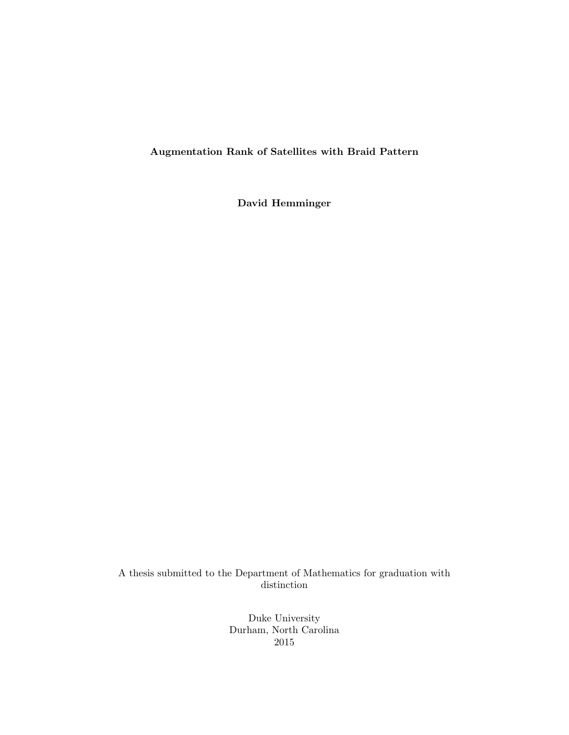# Augmentation Rank of Satellites with Braid Pattern

**David Hemminger**

A thesis submitted to the Department of Mathematics for graduation with distinction

Duke University
Durham, North Carolina
2015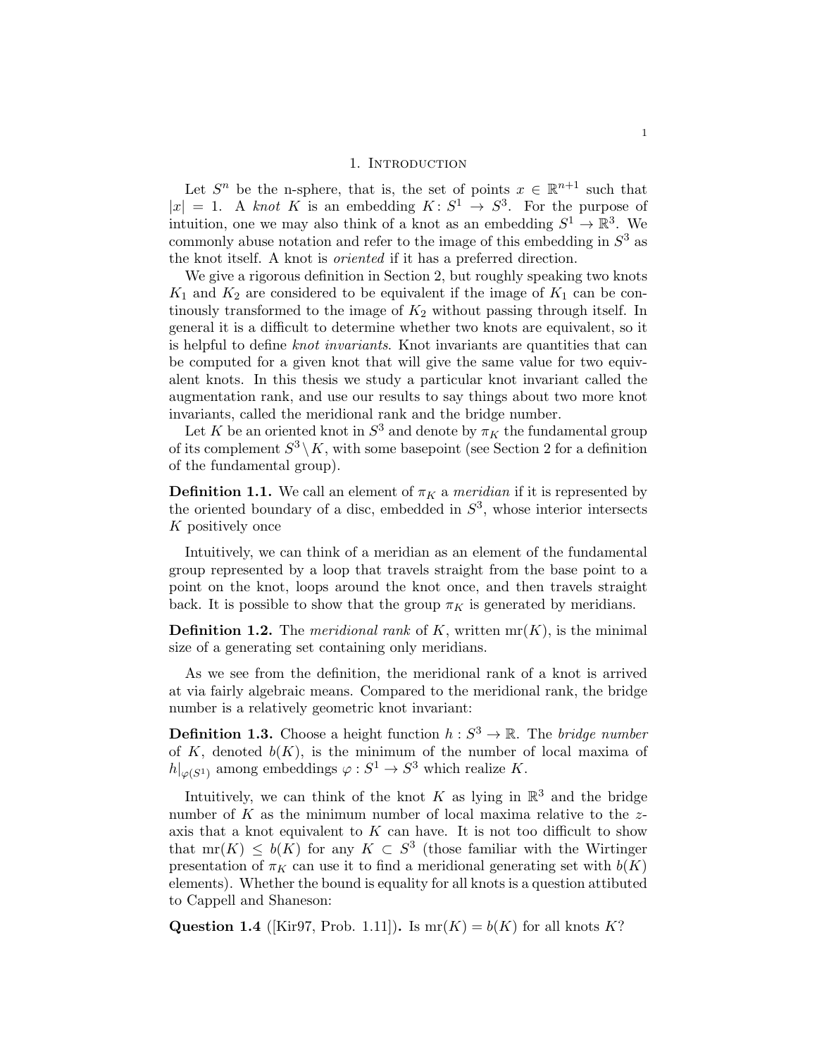# 1. Introduction

Let $S^n$ be the n-sphere, that is, the set of points $x \in \mathbb{R}^{n+1}$ such that $|x| = 1$. A *knot* $K$ is an embedding $K: S^1 \to S^3$. For the purpose of intuition, one we may also think of a knot as an embedding $S^1 \to \mathbb{R}^3$. We commonly abuse notation and refer to the image of this embedding in $S^3$ as the knot itself. A knot is *oriented* if it has a preferred direction.

We give a rigorous definition in Section 2, but roughly speaking two knots $K_1$ and $K_2$ are considered to be equivalent if the image of $K_1$ can be continously transformed to the image of $K_2$ without passing through itself. In general it is a difficult to determine whether two knots are equivalent, so it is helpful to define *knot invariants*. Knot invariants are quantities that can be computed for a given knot that will give the same value for two equivalent knots. In this thesis we study a particular knot invariant called the augmentation rank, and use our results to say things about two more knot invariants, called the meridional rank and the bridge number.

Let $K$ be an oriented knot in $S^3$ and denote by $\pi_K$ the fundamental group of its complement $S^3 \setminus K$, with some basepoint (see Section 2 for a definition of the fundamental group).

**Definition 1.1.** We call an element of $\pi_K$ a *meridian* if it is represented by the oriented boundary of a disc, embedded in $S^3$, whose interior intersects $K$ positively once

Intuitively, we can think of a meridian as an element of the fundamental group represented by a loop that travels straight from the base point to a point on the knot, loops around the knot once, and then travels straight back. It is possible to show that the group $\pi_K$ is generated by meridians.

**Definition 1.2.** The *meridional rank* of $K$, written $\mathrm{mr}(K)$, is the minimal size of a generating set containing only meridians.

As we see from the definition, the meridional rank of a knot is arrived at via fairly algebraic means. Compared to the meridional rank, the bridge number is a relatively geometric knot invariant:

**Definition 1.3.** Choose a height function $h : S^3 \to \mathbb{R}$. The *bridge number* of $K$, denoted $b(K)$, is the minimum of the number of local maxima of $h|_{\varphi(S^1)}$ among embeddings $\varphi : S^1 \to S^3$ which realize $K$.

Intuitively, we can think of the knot $K$ as lying in $\mathbb{R}^3$ and the bridge number of $K$ as the minimum number of local maxima relative to the $z$-axis that a knot equivalent to $K$ can have. It is not too difficult to show that $\mathrm{mr}(K) \leq b(K)$ for any $K \subset S^3$ (those familiar with the Wirtinger presentation of $\pi_K$ can use it to find a meridional generating set with $b(K)$ elements). Whether the bound is equality for all knots is a question attibuted to Cappell and Shaneson:

**Question 1.4** ([Kir97, Prob. 1.11])**.** Is $\mathrm{mr}(K) = b(K)$ for all knots $K$?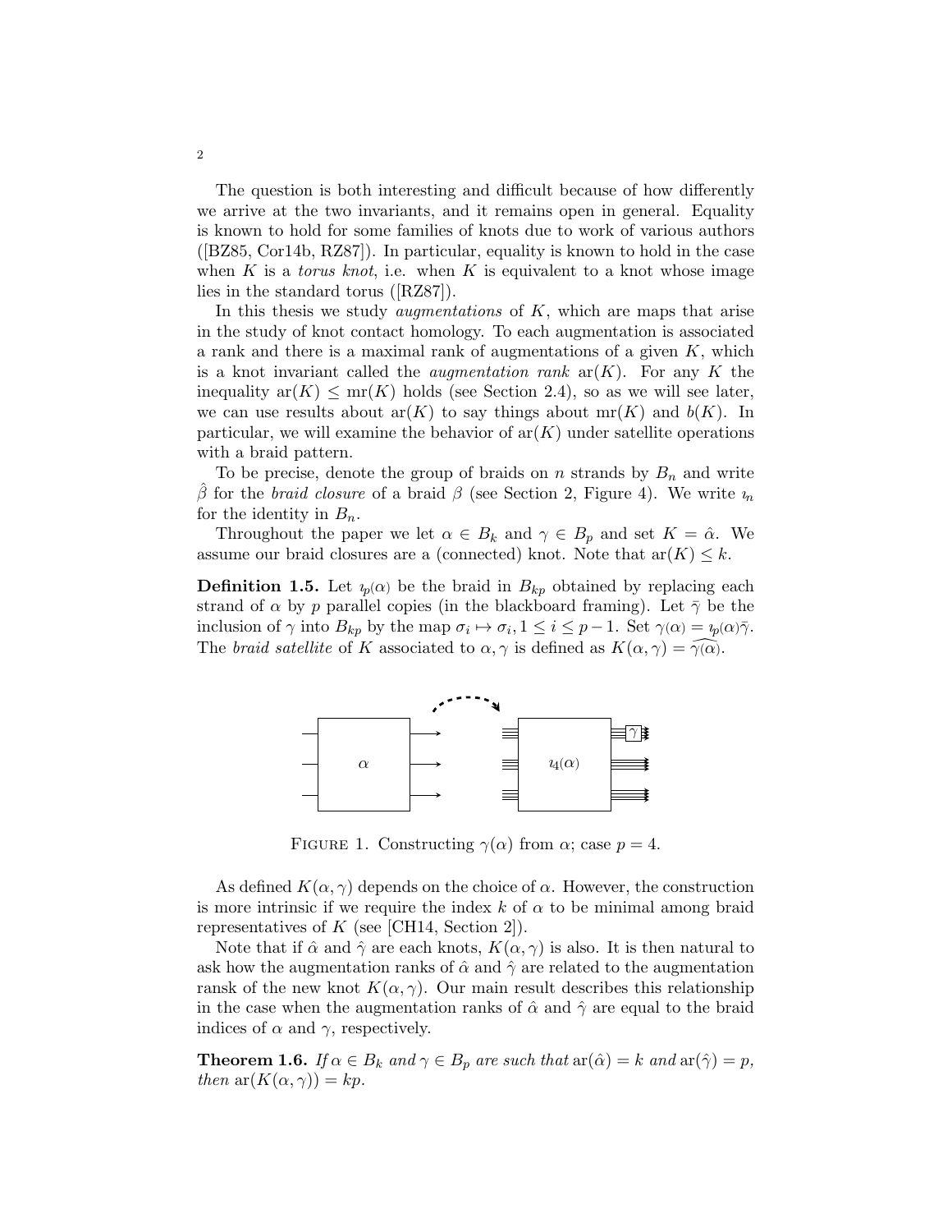The question is both interesting and difficult because of how differently we arrive at the two invariants, and it remains open in general. Equality is known to hold for some families of knots due to work of various authors ([BZ85, Cor14b, RZ87]). In particular, equality is known to hold in the case when $K$ is a *torus knot*, i.e. when $K$ is equivalent to a knot whose image lies in the standard torus ([RZ87]).

In this thesis we study *augmentations* of $K$, which are maps that arise in the study of knot contact homology. To each augmentation is associated a rank and there is a maximal rank of augmentations of a given $K$, which is a knot invariant called the *augmentation rank* $\mathrm{ar}(K)$. For any $K$ the inequality $\mathrm{ar}(K) \leq \mathrm{mr}(K)$ holds (see Section 2.4), so as we will see later, we can use results about $\mathrm{ar}(K)$ to say things about $\mathrm{mr}(K)$ and $b(K)$. In particular, we will examine the behavior of $\mathrm{ar}(K)$ under satellite operations with a braid pattern.

To be precise, denote the group of braids on $n$ strands by $B_n$ and write $\hat{\beta}$ for the *braid closure* of a braid $\beta$ (see Section 2, Figure 4). We write $\imath_n$ for the identity in $B_n$.

Throughout the paper we let $\alpha \in B_k$ and $\gamma \in B_p$ and set $K = \hat{\alpha}$. We assume our braid closures are a (connected) knot. Note that $\mathrm{ar}(K) \leq k$.

**Definition 1.5.** Let $\imath_p(\alpha)$ be the braid in $B_{kp}$ obtained by replacing each strand of $\alpha$ by $p$ parallel copies (in the blackboard framing). Let $\bar{\gamma}$ be the inclusion of $\gamma$ into $B_{kp}$ by the map $\sigma_i \mapsto \sigma_i, 1 \leq i \leq p-1$. Set $\gamma(\alpha) = \imath_p(\alpha)\bar{\gamma}$. The *braid satellite* of $K$ associated to $\alpha, \gamma$ is defined as $K(\alpha, \gamma) = \widehat{\gamma(\alpha)}$.

FIGURE 1. Constructing $\gamma(\alpha)$ from $\alpha$; case $p = 4$.

As defined $K(\alpha, \gamma)$ depends on the choice of $\alpha$. However, the construction is more intrinsic if we require the index $k$ of $\alpha$ to be minimal among braid representatives of $K$ (see [CH14, Section 2]).

Note that if $\hat{\alpha}$ and $\hat{\gamma}$ are each knots, $K(\alpha, \gamma)$ is also. It is then natural to ask how the augmentation ranks of $\hat{\alpha}$ and $\hat{\gamma}$ are related to the augmentation ransk of the new knot $K(\alpha, \gamma)$. Our main result describes this relationship in the case when the augmentation ranks of $\hat{\alpha}$ and $\hat{\gamma}$ are equal to the braid indices of $\alpha$ and $\gamma$, respectively.

**Theorem 1.6.** *If $\alpha \in B_k$ and $\gamma \in B_p$ are such that $\mathrm{ar}(\hat{\alpha}) = k$ and $\mathrm{ar}(\hat{\gamma}) = p$, then $\mathrm{ar}(K(\alpha, \gamma)) = kp$.*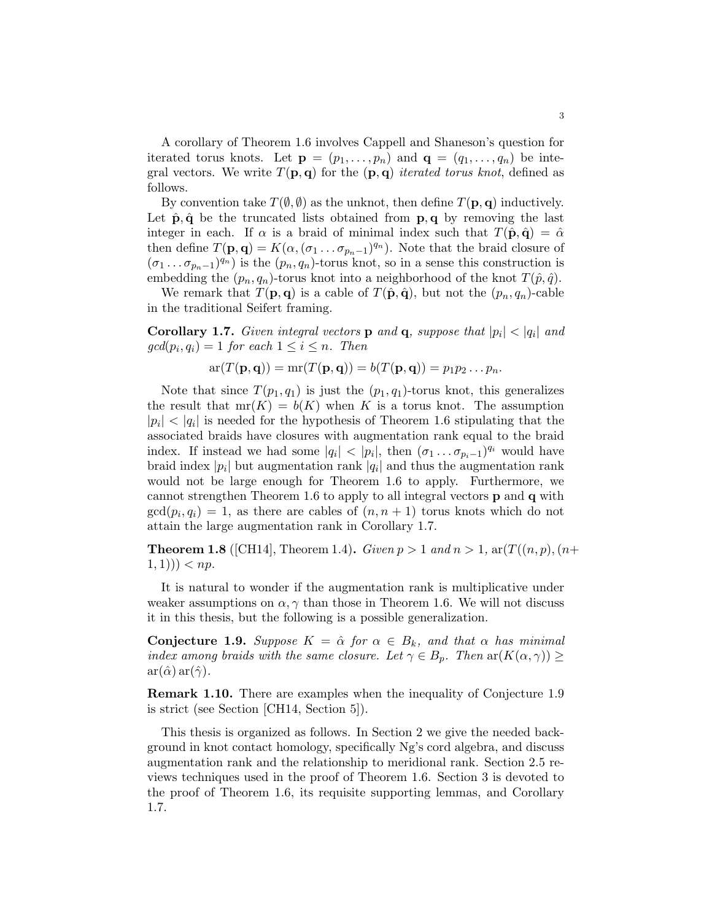A corollary of Theorem 1.6 involves Cappell and Shaneson's question for iterated torus knots. Let $\mathbf{p} = (p_1, \dots, p_n)$ and $\mathbf{q} = (q_1, \dots, q_n)$ be integral vectors. We write $T(\mathbf{p}, \mathbf{q})$ for the $(\mathbf{p}, \mathbf{q})$ *iterated torus knot*, defined as follows.

By convention take $T(\emptyset, \emptyset)$ as the unknot, then define $T(\mathbf{p}, \mathbf{q})$ inductively. Let $\hat{\mathbf{p}}, \hat{\mathbf{q}}$ be the truncated lists obtained from $\mathbf{p}, \mathbf{q}$ by removing the last integer in each. If $\alpha$ is a braid of minimal index such that $T(\hat{\mathbf{p}}, \hat{\mathbf{q}}) = \hat{\alpha}$ then define $T(\mathbf{p}, \mathbf{q}) = K(\alpha, (\sigma_1 \dots \sigma_{p_n - 1})^{q_n})$. Note that the braid closure of $(\sigma_1 \dots \sigma_{p_n-1})^{q_n})$ is the $(p_n, q_n)$-torus knot, so in a sense this construction is embedding the $(p_n, q_n)$-torus knot into a neighborhood of the knot $T(\hat{p}, \hat{q})$.

We remark that $T(\mathbf{p}, \mathbf{q})$ is a cable of $T(\hat{\mathbf{p}}, \hat{\mathbf{q}})$, but not the $(p_n, q_n)$-cable in the traditional Seifert framing.

**Corollary 1.7.** *Given integral vectors* $\mathbf{p}$ *and* $\mathbf{q}$*, suppose that* $|p_i| < |q_i|$ *and* $gcd(p_i, q_i) = 1$ *for each* $1 \le i \le n$*. Then*

$$\operatorname{ar}(T(\mathbf{p}, \mathbf{q})) = \operatorname{mr}(T(\mathbf{p}, \mathbf{q})) = b(T(\mathbf{p}, \mathbf{q})) = p_1 p_2 \dots p_n.$$

Note that since $T(p_1, q_1)$ is just the $(p_1, q_1)$-torus knot, this generalizes the result that $\operatorname{mr}(K) = b(K)$ when $K$ is a torus knot. The assumption $|p_i| < |q_i|$ is needed for the hypothesis of Theorem 1.6 stipulating that the associated braids have closures with augmentation rank equal to the braid index. If instead we had some $|q_i| < |p_i|$, then $(\sigma_1 \dots \sigma_{p_i - 1})^{q_i}$ would have braid index $|p_i|$ but augmentation rank $|q_i|$ and thus the augmentation rank would not be large enough for Theorem 1.6 to apply. Furthermore, we cannot strengthen Theorem 1.6 to apply to all integral vectors $\mathbf{p}$ and $\mathbf{q}$ with $\gcd(p_i, q_i) = 1$, as there are cables of $(n, n+1)$ torus knots which do not attain the large augmentation rank in Corollary 1.7.

**Theorem 1.8** ([CH14], Theorem 1.4)**.** *Given* $p > 1$ *and* $n > 1$*,* $\operatorname{ar}(T((n,p),(n+1,1))) < np$.

It is natural to wonder if the augmentation rank is multiplicative under weaker assumptions on $\alpha, \gamma$ than those in Theorem 1.6. We will not discuss it in this thesis, but the following is a possible generalization.

**Conjecture 1.9.** *Suppose* $K = \hat{\alpha}$ *for* $\alpha \in B_k$*, and that* $\alpha$ *has minimal index among braids with the same closure. Let* $\gamma \in B_p$*. Then* $\operatorname{ar}(K(\alpha, \gamma)) \ge \operatorname{ar}(\hat{\alpha}) \operatorname{ar}(\hat{\gamma})$.

**Remark 1.10.** There are examples when the inequality of Conjecture 1.9 is strict (see Section [CH14, Section 5]).

This thesis is organized as follows. In Section 2 we give the needed background in knot contact homology, specifically Ng's cord algebra, and discuss augmentation rank and the relationship to meridional rank. Section 2.5 reviews techniques used in the proof of Theorem 1.6. Section 3 is devoted to the proof of Theorem 1.6, its requisite supporting lemmas, and Corollary 1.7.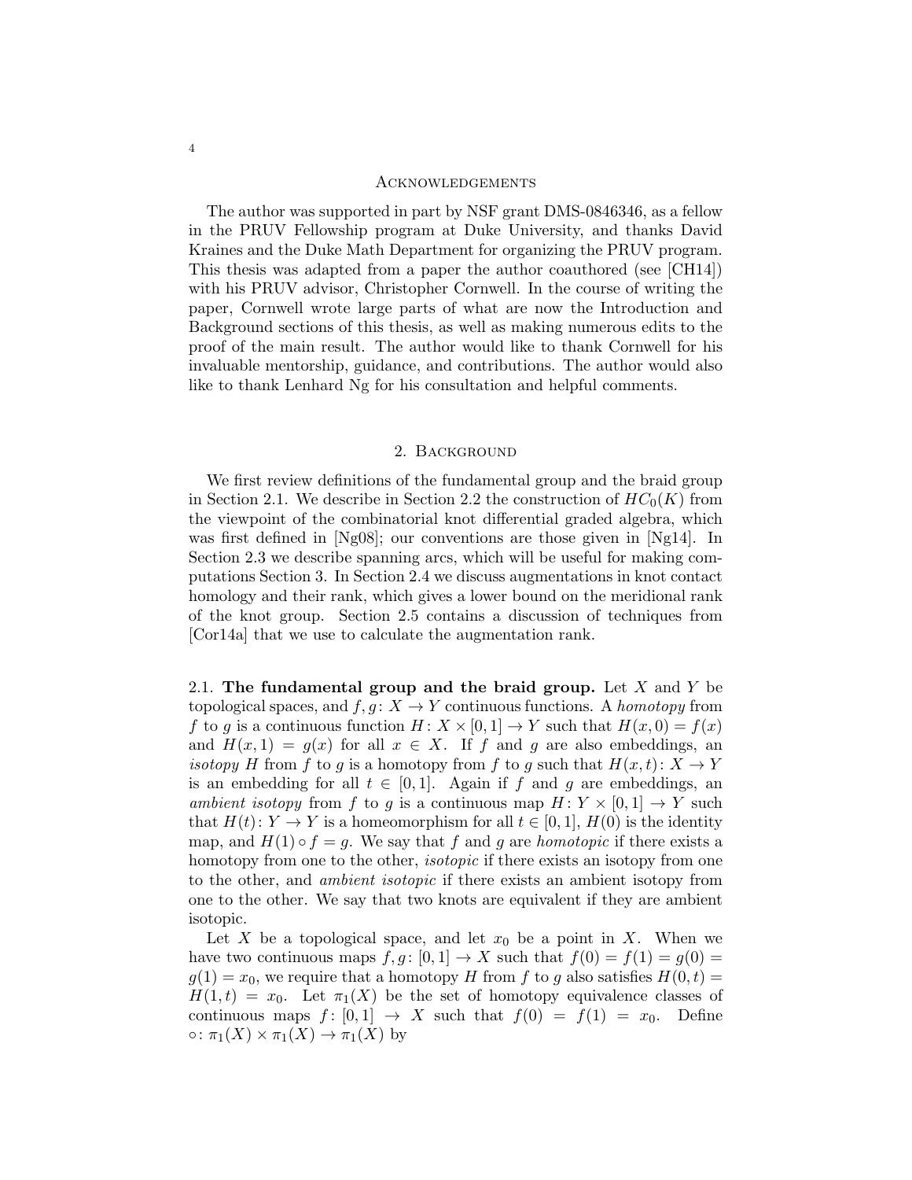## Acknowledgements

The author was supported in part by NSF grant DMS-0846346, as a fellow in the PRUV Fellowship program at Duke University, and thanks David Kraines and the Duke Math Department for organizing the PRUV program. This thesis was adapted from a paper the author coauthored (see [CH14]) with his PRUV advisor, Christopher Cornwell. In the course of writing the paper, Cornwell wrote large parts of what are now the Introduction and Background sections of this thesis, as well as making numerous edits to the proof of the main result. The author would like to thank Cornwell for his invaluable mentorship, guidance, and contributions. The author would also like to thank Lenhard Ng for his consultation and helpful comments.

## 2. Background

We first review definitions of the fundamental group and the braid group in Section 2.1. We describe in Section 2.2 the construction of $HC_0(K)$ from the viewpoint of the combinatorial knot differential graded algebra, which was first defined in [Ng08]; our conventions are those given in [Ng14]. In Section 2.3 we describe spanning arcs, which will be useful for making computations Section 3. In Section 2.4 we discuss augmentations in knot contact homology and their rank, which gives a lower bound on the meridional rank of the knot group. Section 2.5 contains a discussion of techniques from [Cor14a] that we use to calculate the augmentation rank.

2.1. **The fundamental group and the braid group.** Let $X$ and $Y$ be topological spaces, and $f, g\colon X \to Y$ continuous functions. A *homotopy* from $f$ to $g$ is a continuous function $H\colon X \times [0,1] \to Y$ such that $H(x, 0) = f(x)$ and $H(x, 1) = g(x)$ for all $x \in X$. If $f$ and $g$ are also embeddings, an *isotopy* $H$ from $f$ to $g$ is a homotopy from $f$ to $g$ such that $H(x, t)\colon X \to Y$ is an embedding for all $t \in [0, 1]$. Again if $f$ and $g$ are embeddings, an *ambient isotopy* from $f$ to $g$ is a continuous map $H\colon Y \times [0,1] \to Y$ such that $H(t)\colon Y \to Y$ is a homeomorphism for all $t \in [0,1]$, $H(0)$ is the identity map, and $H(1) \circ f = g$. We say that $f$ and $g$ are *homotopic* if there exists a homotopy from one to the other, *isotopic* if there exists an isotopy from one to the other, and *ambient isotopic* if there exists an ambient isotopy from one to the other. We say that two knots are equivalent if they are ambient isotopic.

Let $X$ be a topological space, and let $x_0$ be a point in $X$. When we have two continuous maps $f, g\colon [0,1] \to X$ such that $f(0) = f(1) = g(0) = g(1) = x_0$, we require that a homotopy $H$ from $f$ to $g$ also satisfies $H(0, t) = H(1, t) = x_0$. Let $\pi_1(X)$ be the set of homotopy equivalence classes of continuous maps $f\colon [0, 1] \to X$ such that $f(0) = f(1) = x_0$. Define $\circ\colon \pi_1(X) \times \pi_1(X) \to \pi_1(X)$ by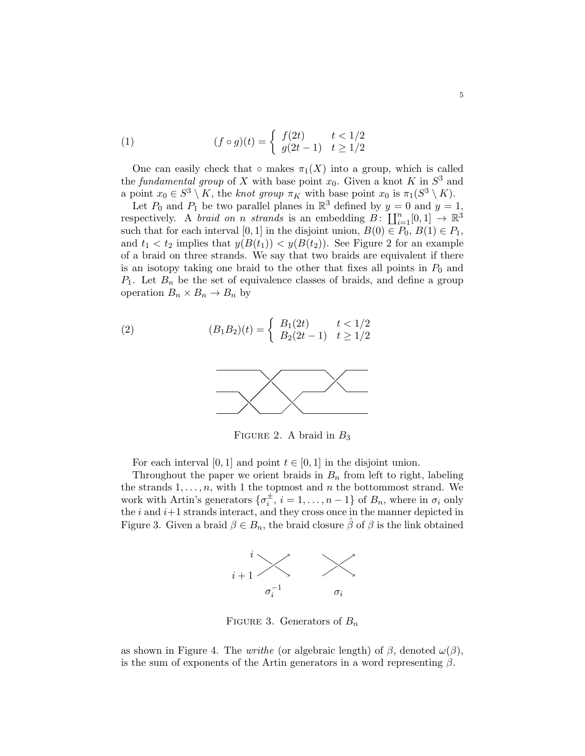$$(f \circ g)(t) = \begin{cases} f(2t) & t < 1/2 \\ g(2t-1) & t \geq 1/2 \end{cases} \tag{1}$$

One can easily check that $\circ$ makes $\pi_1(X)$ into a group, which is called the *fundamental group* of $X$ with base point $x_0$. Given a knot $K$ in $S^3$ and a point $x_0 \in S^3 \setminus K$, the *knot group* $\pi_K$ with base point $x_0$ is $\pi_1(S^3 \setminus K)$.

Let $P_0$ and $P_1$ be two parallel planes in $\mathbb{R}^3$ defined by $y = 0$ and $y = 1$, respectively. A *braid on $n$ strands* is an embedding $B\colon \coprod_{i=1}^{n} [0,1] \to \mathbb{R}^3$ such that for each interval $[0,1]$ in the disjoint union, $B(0) \in P_0$, $B(1) \in P_1$, and $t_1 < t_2$ implies that $y(B(t_1)) < y(B(t_2))$. See Figure 2 for an example of a braid on three strands. We say that two braids are equivalent if there is an isotopy taking one braid to the other that fixes all points in $P_0$ and $P_1$. Let $B_n$ be the set of equivalence classes of braids, and define a group operation $B_n \times B_n \to B_n$ by

$$(B_1 B_2)(t) = \begin{cases} B_1(2t) & t < 1/2 \\ B_2(2t-1) & t \geq 1/2 \end{cases} \tag{2}$$

FIGURE 2. A braid in $B_3$

For each interval $[0,1]$ and point $t \in [0,1]$ in the disjoint union.

Throughout the paper we orient braids in $B_n$ from left to right, labeling the strands $1, \ldots, n$, with 1 the topmost and $n$ the bottommost strand. We work with Artin's generators $\{\sigma_i^{\pm}, i = 1, \ldots, n-1\}$ of $B_n$, where in $\sigma_i$ only the $i$ and $i+1$ strands interact, and they cross once in the manner depicted in Figure 3. Given a braid $\beta \in B_n$, the braid closure $\hat{\beta}$ of $\beta$ is the link obtained

FIGURE 3. Generators of $B_n$

as shown in Figure 4. The *writhe* (or algebraic length) of $\beta$, denoted $\omega(\beta)$, is the sum of exponents of the Artin generators in a word representing $\beta$.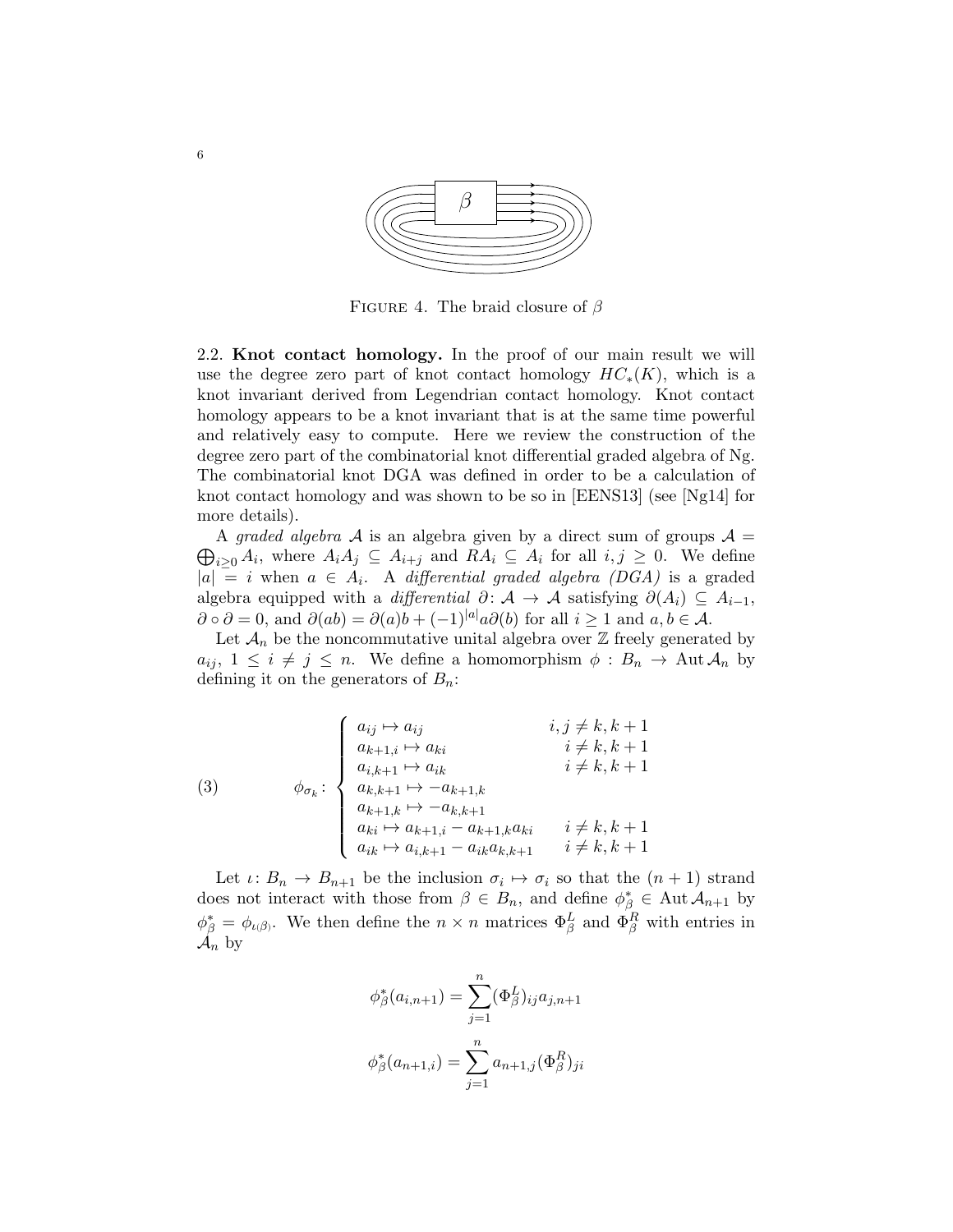FIGURE 4. The braid closure of $\beta$

2.2. **Knot contact homology.** In the proof of our main result we will use the degree zero part of knot contact homology $HC_*(K)$, which is a knot invariant derived from Legendrian contact homology. Knot contact homology appears to be a knot invariant that is at the same time powerful and relatively easy to compute. Here we review the construction of the degree zero part of the combinatorial knot differential graded algebra of Ng. The combinatorial knot DGA was defined in order to be a calculation of knot contact homology and was shown to be so in [EENS13] (see [Ng14] for more details).

A *graded algebra* $\mathcal{A}$ is an algebra given by a direct sum of groups $\mathcal{A} = \bigoplus_{i\geq 0} A_i$, where $A_iA_j \subseteq A_{i+j}$ and $RA_i \subseteq A_i$ for all $i, j \geq 0$. We define $|a| = i$ when $a \in A_i$. A *differential graded algebra (DGA)* is a graded algebra equipped with a *differential* $\partial \colon \mathcal{A} \to \mathcal{A}$ satisfying $\partial(A_i) \subseteq A_{i-1}$, $\partial \circ \partial = 0$, and $\partial(ab) = \partial(a)b + (-1)^{|a|}a\partial(b)$ for all $i \geq 1$ and $a, b \in \mathcal{A}$.

Let $\mathcal{A}_n$ be the noncommutative unital algebra over $\mathbb{Z}$ freely generated by $a_{ij}$, $1 \leq i \neq j \leq n$. We define a homomorphism $\phi : B_n \to \operatorname{Aut} \mathcal{A}_n$ by defining it on the generators of $B_n$:

$$\phi_{\sigma_k} \colon \begin{cases} a_{ij} \mapsto a_{ij} & i, j \neq k, k+1 \\ a_{k+1,i} \mapsto a_{ki} & i \neq k, k+1 \\ a_{i,k+1} \mapsto a_{ik} & i \neq k, k+1 \\ a_{k,k+1} \mapsto -a_{k+1,k} & \\ a_{k+1,k} \mapsto -a_{k,k+1} & \\ a_{ki} \mapsto a_{k+1,i} - a_{k+1,k}a_{ki} & i \neq k, k+1 \\ a_{ik} \mapsto a_{i,k+1} - a_{ik}a_{k,k+1} & i \neq k, k+1 \end{cases} \tag{3}$$

Let $\iota \colon B_n \to B_{n+1}$ be the inclusion $\sigma_i \mapsto \sigma_i$ so that the $(n+1)$ strand does not interact with those from $\beta \in B_n$, and define $\phi^*_\beta \in \operatorname{Aut} \mathcal{A}_{n+1}$ by $\phi^*_\beta = \phi_{\iota(\beta)}$. We then define the $n \times n$ matrices $\Phi^L_\beta$ and $\Phi^R_\beta$ with entries in $\mathcal{A}_n$ by

$$\phi^*_\beta(a_{i,n+1}) = \sum_{j=1}^{n} (\Phi^L_\beta)_{ij} a_{j,n+1}$$

$$\phi^*_\beta(a_{n+1,i}) = \sum_{j=1}^{n} a_{n+1,j} (\Phi^R_\beta)_{ji}$$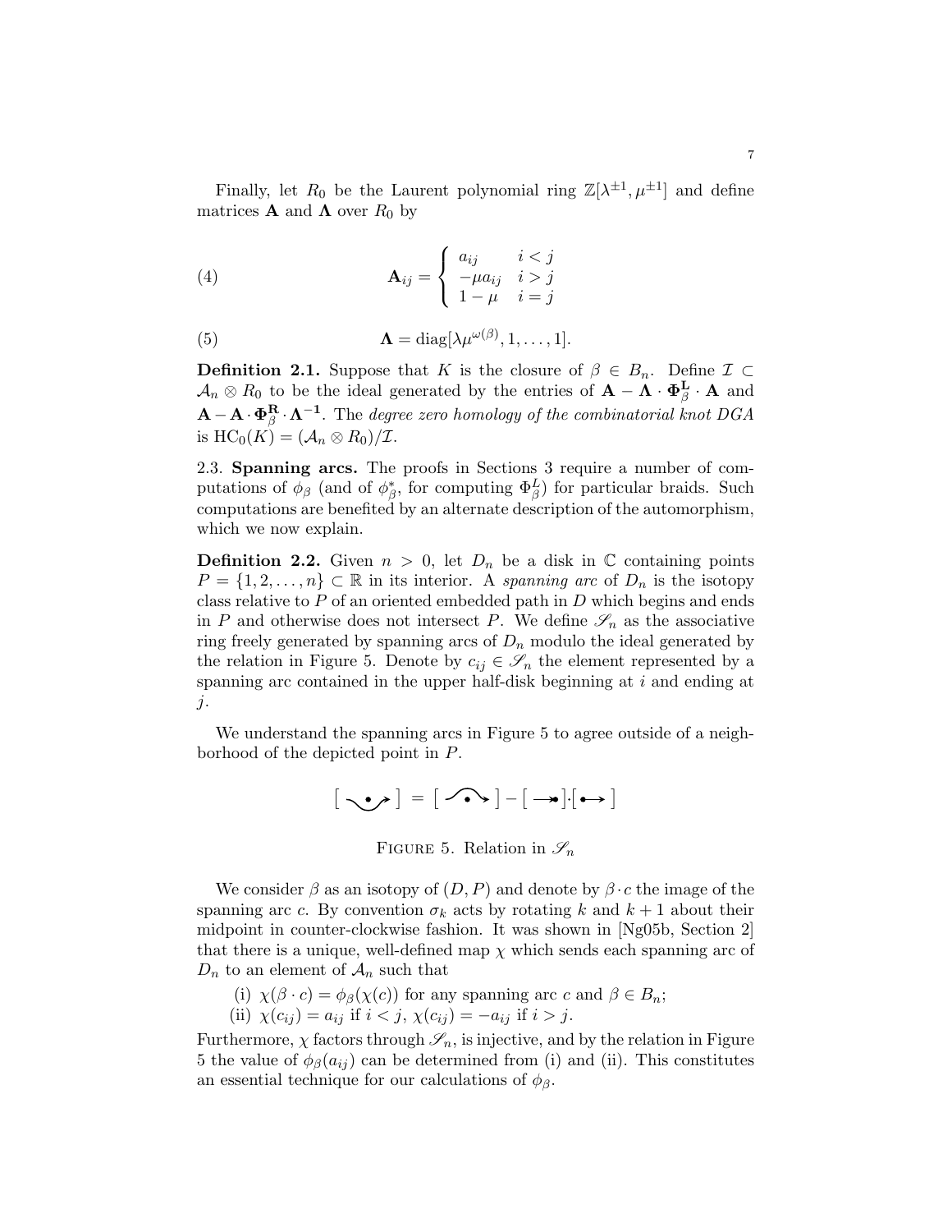Finally, let $R_0$ be the Laurent polynomial ring $\mathbb{Z}[\lambda^{\pm 1}, \mu^{\pm 1}]$ and define matrices $\mathbf{A}$ and $\mathbf{\Lambda}$ over $R_0$ by

$$
\mathbf{A}_{ij} = \begin{cases} a_{ij} & i < j \\ -\mu a_{ij} & i > j \\ 1 - \mu & i = j \end{cases} \tag{4}
$$

$$
\mathbf{\Lambda} = \mathrm{diag}[\lambda \mu^{\omega(\beta)}, 1, \ldots, 1]. \tag{5}
$$

**Definition 2.1.** Suppose that $K$ is the closure of $\beta \in B_n$. Define $\mathcal{I} \subset \mathcal{A}_n \otimes R_0$ to be the ideal generated by the entries of $\mathbf{A} - \mathbf{\Lambda} \cdot \mathbf{\Phi}^{\mathbf{L}}_{\beta} \cdot \mathbf{A}$ and $\mathbf{A} - \mathbf{A} \cdot \mathbf{\Phi}^{\mathbf{R}}_{\beta} \cdot \mathbf{\Lambda}^{-1}$. The *degree zero homology of the combinatorial knot DGA* is $\mathrm{HC}_0(K) = (\mathcal{A}_n \otimes R_0)/\mathcal{I}$.

2.3. **Spanning arcs.** The proofs in Sections 3 require a number of computations of $\phi_\beta$ (and of $\phi^*_\beta$, for computing $\Phi^L_\beta$) for particular braids. Such computations are benefited by an alternate description of the automorphism, which we now explain.

**Definition 2.2.** Given $n > 0$, let $D_n$ be a disk in $\mathbb{C}$ containing points $P = \{1, 2, \ldots, n\} \subset \mathbb{R}$ in its interior. A *spanning arc* of $D_n$ is the isotopy class relative to $P$ of an oriented embedded path in $D$ which begins and ends in $P$ and otherwise does not intersect $P$. We define $\mathscr{S}_n$ as the associative ring freely generated by spanning arcs of $D_n$ modulo the ideal generated by the relation in Figure 5. Denote by $c_{ij} \in \mathscr{S}_n$ the element represented by a spanning arc contained in the upper half-disk beginning at $i$ and ending at $j$.

We understand the spanning arcs in Figure 5 to agree outside of a neighborhood of the depicted point in $P$.

FIGURE 5. Relation in $\mathscr{S}_n$

We consider $\beta$ as an isotopy of $(D, P)$ and denote by $\beta \cdot c$ the image of the spanning arc $c$. By convention $\sigma_k$ acts by rotating $k$ and $k+1$ about their midpoint in counter-clockwise fashion. It was shown in [Ng05b, Section 2] that there is a unique, well-defined map $\chi$ which sends each spanning arc of $D_n$ to an element of $\mathcal{A}_n$ such that

(i) $\chi(\beta \cdot c) = \phi_\beta(\chi(c))$ for any spanning arc $c$ and $\beta \in B_n$;
(ii) $\chi(c_{ij}) = a_{ij}$ if $i < j$, $\chi(c_{ij}) = -a_{ij}$ if $i > j$.

Furthermore, $\chi$ factors through $\mathscr{S}_n$, is injective, and by the relation in Figure 5 the value of $\phi_\beta(a_{ij})$ can be determined from (i) and (ii). This constitutes an essential technique for our calculations of $\phi_\beta$.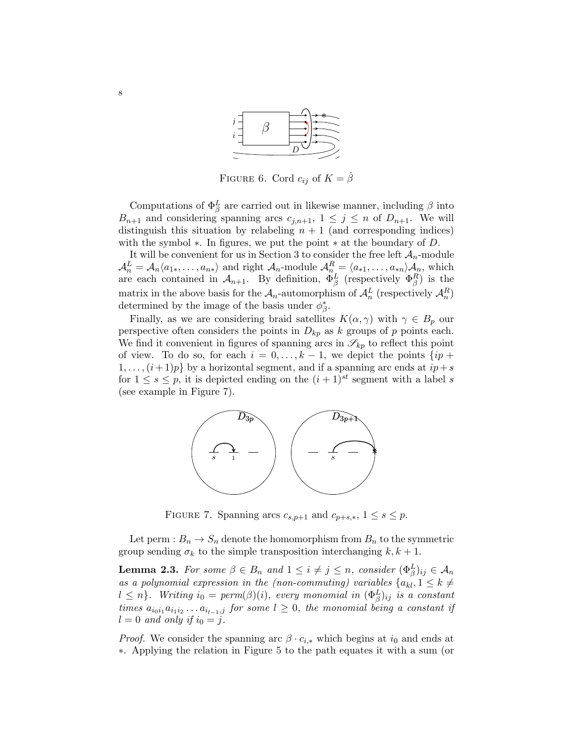FIGURE 6. Cord $c_{ij}$ of $K = \hat{\beta}$

Computations of $\Phi^L_\beta$ are carried out in likewise manner, including $\beta$ into $B_{n+1}$ and considering spanning arcs $c_{j,n+1}$, $1 \leq j \leq n$ of $D_{n+1}$. We will distinguish this situation by relabeling $n+1$ (and corresponding indices) with the symbol $*$. In figures, we put the point $*$ at the boundary of $D$.

It will be convenient for us in Section 3 to consider the free left $\mathcal{A}_n$-module $\mathcal{A}^L_n = \mathcal{A}_n\langle a_{1*}, \ldots, a_{n*}\rangle$ and right $\mathcal{A}_n$-module $\mathcal{A}^R_n = \langle a_{*1}, \ldots, a_{*n}\rangle\mathcal{A}_n$, which are each contained in $\mathcal{A}_{n+1}$. By definition, $\Phi^L_\beta$ (respectively $\Phi^R_\beta$) is the matrix in the above basis for the $\mathcal{A}_n$-automorphism of $\mathcal{A}^L_n$ (respectively $\mathcal{A}^R_n$) determined by the image of the basis under $\phi^*_\beta$.

Finally, as we are considering braid satellites $K(\alpha, \gamma)$ with $\gamma \in B_p$ our perspective often considers the points in $D_{kp}$ as $k$ groups of $p$ points each. We find it convenient in figures of spanning arcs in $\mathscr{S}_{kp}$ to reflect this point of view. To do so, for each $i = 0, \ldots, k-1$, we depict the points $\{ip + 1, \ldots, (i+1)p\}$ by a horizontal segment, and if a spanning arc ends at $ip+s$ for $1 \leq s \leq p$, it is depicted ending on the $(i+1)^{st}$ segment with a label $s$ (see example in Figure 7).

FIGURE 7. Spanning arcs $c_{s,p+1}$ and $c_{p+s,*}$, $1 \leq s \leq p$.

Let perm : $B_n \to S_n$ denote the homomorphism from $B_n$ to the symmetric group sending $\sigma_k$ to the simple transposition interchanging $k, k+1$.

**Lemma 2.3.** *For some $\beta \in B_n$ and $1 \leq i \neq j \leq n$, consider $(\Phi^L_\beta)_{ij} \in \mathcal{A}_n$ as a polynomial expression in the (non-commuting) variables $\{a_{kl}, 1 \leq k \neq l \leq n\}$. Writing $i_0 = perm(\beta)(i)$, every monomial in $(\Phi^L_\beta)_{ij}$ is a constant times $a_{i_0 i_1} a_{i_1 i_2} \ldots a_{i_{l-1}, j}$ for some $l \geq 0$, the monomial being a constant if $l = 0$ and only if $i_0 = j$.*

*Proof.* We consider the spanning arc $\beta \cdot c_{i,*}$ which begins at $i_0$ and ends at $*$. Applying the relation in Figure 5 to the path equates it with a sum (or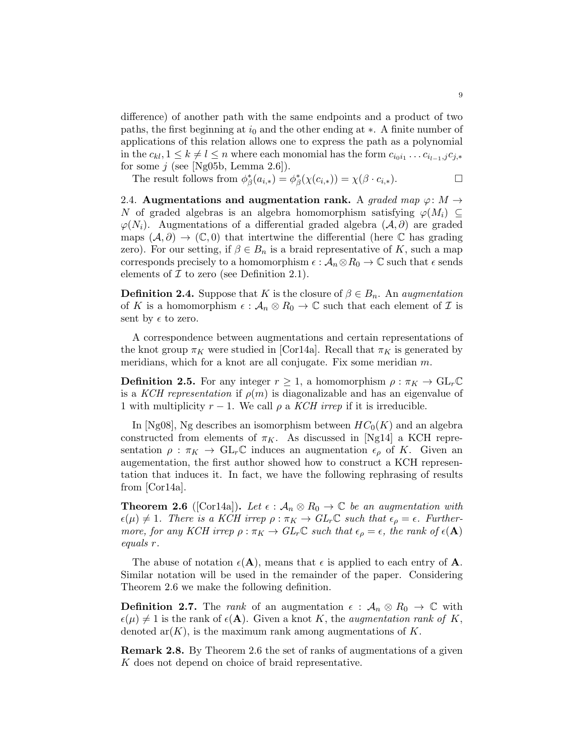difference) of another path with the same endpoints and a product of two paths, the first beginning at $i_0$ and the other ending at $*$. A finite number of applications of this relation allows one to express the path as a polynomial in the $c_{kl}, 1 \leq k \neq l \leq n$ where each monomial has the form $c_{i_0 i_1} \dots c_{i_{l-1},j} c_{j,*}$ for some $j$ (see [Ng05b, Lemma 2.6]).

The result follows from $\phi^*_\beta(a_{i,*}) = \phi^*_\beta(\chi(c_{i,*})) = \chi(\beta \cdot c_{i,*})$. □

**2.4. Augmentations and augmentation rank.** A *graded map* $\varphi \colon M \to N$ of graded algebras is an algebra homomorphism satisfying $\varphi(M_i) \subseteq \varphi(N_i)$. Augmentations of a differential graded algebra $(\mathcal{A}, \partial)$ are graded maps $(\mathcal{A}, \partial) \to (\mathbb{C}, 0)$ that intertwine the differential (here $\mathbb{C}$ has grading zero). For our setting, if $\beta \in B_n$ is a braid representative of $K$, such a map corresponds precisely to a homomorphism $\epsilon : \mathcal{A}_n \otimes R_0 \to \mathbb{C}$ such that $\epsilon$ sends elements of $\mathcal{I}$ to zero (see Definition 2.1).

**Definition 2.4.** Suppose that $K$ is the closure of $\beta \in B_n$. An *augmentation* of $K$ is a homomorphism $\epsilon : \mathcal{A}_n \otimes R_0 \to \mathbb{C}$ such that each element of $\mathcal{I}$ is sent by $\epsilon$ to zero.

A correspondence between augmentations and certain representations of the knot group $\pi_K$ were studied in [Cor14a]. Recall that $\pi_K$ is generated by meridians, which for a knot are all conjugate. Fix some meridian $m$.

**Definition 2.5.** For any integer $r \geq 1$, a homomorphism $\rho : \pi_K \to \mathrm{GL}_r\mathbb{C}$ is a *KCH representation* if $\rho(m)$ is diagonalizable and has an eigenvalue of 1 with multiplicity $r - 1$. We call $\rho$ a *KCH irrep* if it is irreducible.

In [Ng08], Ng describes an isomorphism between $HC_0(K)$ and an algebra constructed from elements of $\pi_K$. As discussed in [Ng14] a KCH representation $\rho : \pi_K \to \mathrm{GL}_r\mathbb{C}$ induces an augmentation $\epsilon_\rho$ of $K$. Given an augementation, the first author showed how to construct a KCH representation that induces it. In fact, we have the following rephrasing of results from [Cor14a].

**Theorem 2.6** ([Cor14a])**.** *Let $\epsilon : \mathcal{A}_n \otimes R_0 \to \mathbb{C}$ be an augmentation with $\epsilon(\mu) \neq 1$. There is a KCH irrep $\rho : \pi_K \to GL_r\mathbb{C}$ such that $\epsilon_\rho = \epsilon$. Furthermore, for any KCH irrep $\rho : \pi_K \to GL_r\mathbb{C}$ such that $\epsilon_\rho = \epsilon$, the rank of $\epsilon(\mathbf{A})$ equals $r$.*

The abuse of notation $\epsilon(\mathbf{A})$, means that $\epsilon$ is applied to each entry of $\mathbf{A}$. Similar notation will be used in the remainder of the paper. Considering Theorem 2.6 we make the following definition.

**Definition 2.7.** The *rank* of an augmentation $\epsilon : \mathcal{A}_n \otimes R_0 \to \mathbb{C}$ with $\epsilon(\mu) \neq 1$ is the rank of $\epsilon(\mathbf{A})$. Given a knot $K$, the *augmentation rank of* $K$, denoted $\mathrm{ar}(K)$, is the maximum rank among augmentations of $K$.

**Remark 2.8.** By Theorem 2.6 the set of ranks of augmentations of a given $K$ does not depend on choice of braid representative.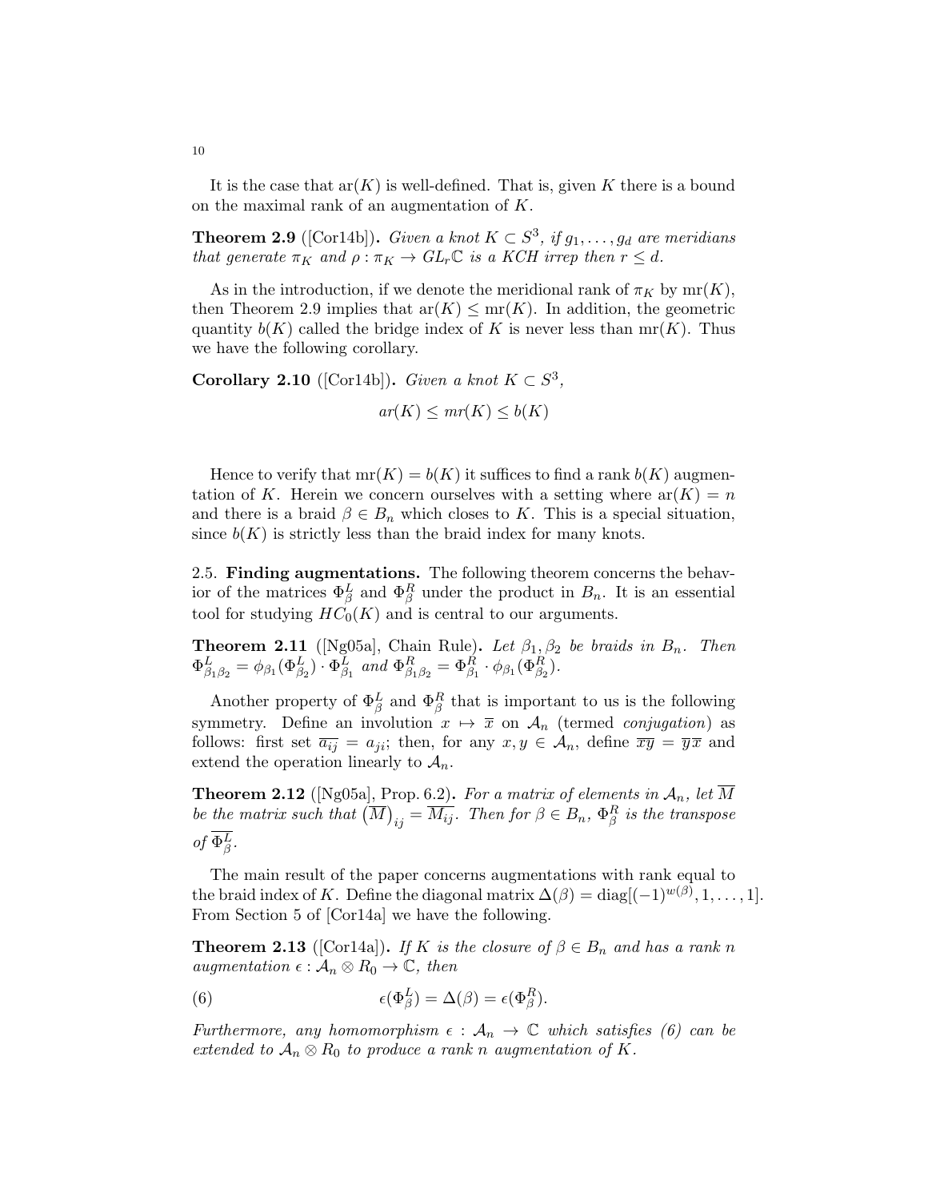It is the case that $\mathrm{ar}(K)$ is well-defined. That is, given $K$ there is a bound on the maximal rank of an augmentation of $K$.

**Theorem 2.9** ([Cor14b]). *Given a knot $K \subset S^3$, if $g_1, \ldots, g_d$ are meridians that generate $\pi_K$ and $\rho : \pi_K \to GL_r\mathbb{C}$ is a KCH irrep then $r \leq d$.*

As in the introduction, if we denote the meridional rank of $\pi_K$ by $\mathrm{mr}(K)$, then Theorem 2.9 implies that $\mathrm{ar}(K) \leq \mathrm{mr}(K)$. In addition, the geometric quantity $b(K)$ called the bridge index of $K$ is never less than $\mathrm{mr}(K)$. Thus we have the following corollary.

**Corollary 2.10** ([Cor14b]). *Given a knot $K \subset S^3$,*

$$ar(K) \leq mr(K) \leq b(K)$$

Hence to verify that $\mathrm{mr}(K) = b(K)$ it suffices to find a rank $b(K)$ augmentation of $K$. Herein we concern ourselves with a setting where $\mathrm{ar}(K) = n$ and there is a braid $\beta \in B_n$ which closes to $K$. This is a special situation, since $b(K)$ is strictly less than the braid index for many knots.

2.5. **Finding augmentations.** The following theorem concerns the behavior of the matrices $\Phi^L_\beta$ and $\Phi^R_\beta$ under the product in $B_n$. It is an essential tool for studying $HC_0(K)$ and is central to our arguments.

**Theorem 2.11** ([Ng05a], Chain Rule). *Let $\beta_1, \beta_2$ be braids in $B_n$. Then $\Phi^L_{\beta_1\beta_2} = \phi_{\beta_1}(\Phi^L_{\beta_2}) \cdot \Phi^L_{\beta_1}$ and $\Phi^R_{\beta_1\beta_2} = \Phi^R_{\beta_1} \cdot \phi_{\beta_1}(\Phi^R_{\beta_2})$.*

Another property of $\Phi^L_\beta$ and $\Phi^R_\beta$ that is important to us is the following symmetry. Define an involution $x \mapsto \overline{x}$ on $\mathcal{A}_n$ (termed *conjugation*) as follows: first set $\overline{a_{ij}} = a_{ji}$; then, for any $x, y \in \mathcal{A}_n$, define $\overline{xy} = \overline{y}\,\overline{x}$ and extend the operation linearly to $\mathcal{A}_n$.

**Theorem 2.12** ([Ng05a], Prop. 6.2). *For a matrix of elements in $\mathcal{A}_n$, let $\overline{M}$ be the matrix such that $\left(\overline{M}\right)_{ij} = \overline{M_{ij}}$. Then for $\beta \in B_n$, $\Phi^R_\beta$ is the transpose of $\overline{\Phi^L_\beta}$.*

The main result of the paper concerns augmentations with rank equal to the braid index of $K$. Define the diagonal matrix $\Delta(\beta) = \mathrm{diag}[(-1)^{w(\beta)}, 1, \ldots, 1]$. From Section 5 of [Cor14a] we have the following.

**Theorem 2.13** ([Cor14a]). *If $K$ is the closure of $\beta \in B_n$ and has a rank $n$ augmentation $\epsilon : \mathcal{A}_n \otimes R_0 \to \mathbb{C}$, then*

$$\epsilon(\Phi^L_\beta) = \Delta(\beta) = \epsilon(\Phi^R_\beta). \tag{6}$$

*Furthermore, any homomorphism $\epsilon : \mathcal{A}_n \to \mathbb{C}$ which satisfies (6) can be extended to $\mathcal{A}_n \otimes R_0$ to produce a rank $n$ augmentation of $K$.*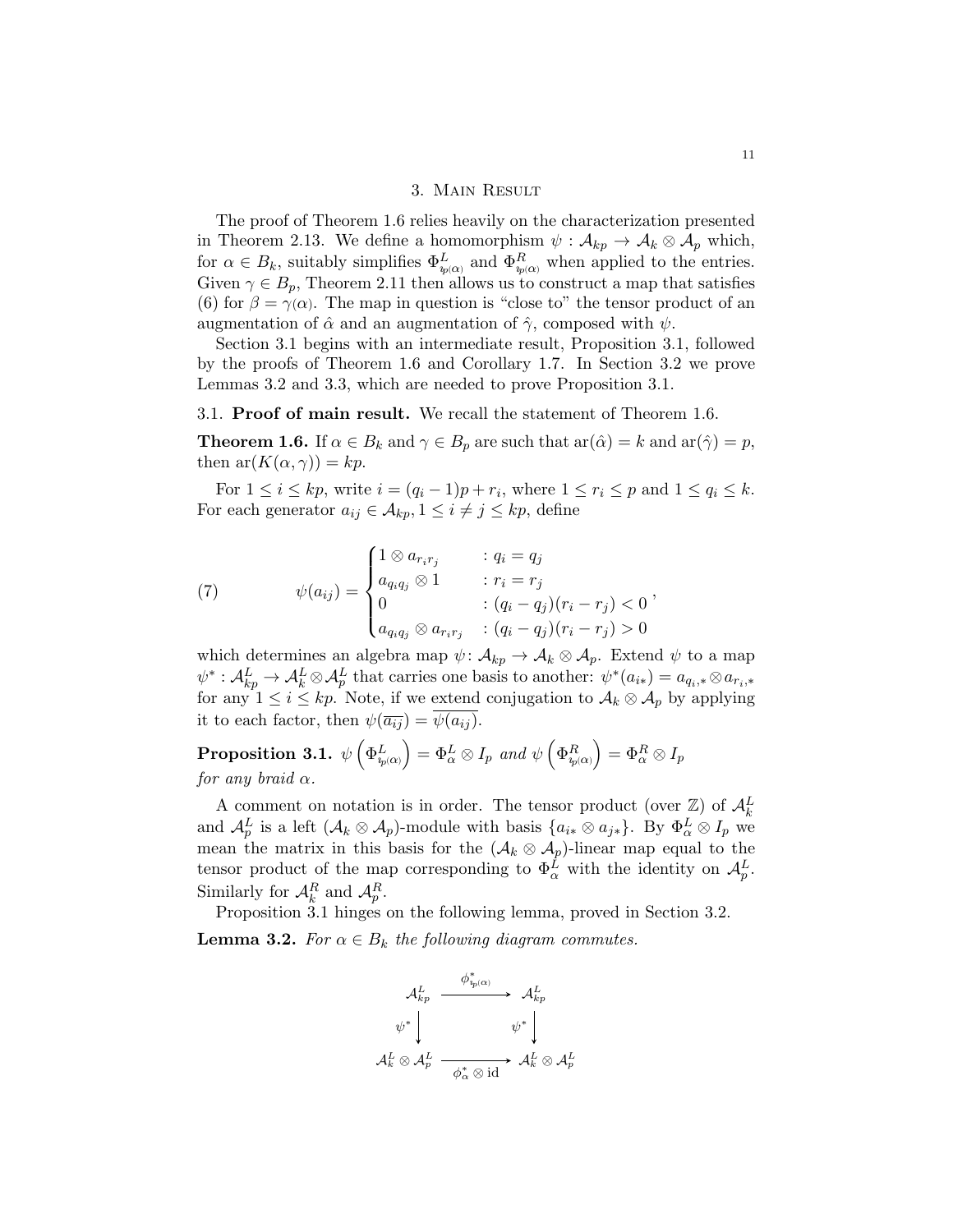## 3. Main Result

The proof of Theorem 1.6 relies heavily on the characterization presented in Theorem 2.13. We define a homomorphism $\psi : \mathcal{A}_{kp} \to \mathcal{A}_k \otimes \mathcal{A}_p$ which, for $\alpha \in B_k$, suitably simplifies $\Phi^L_{\iota_p(\alpha)}$ and $\Phi^R_{\iota_p(\alpha)}$ when applied to the entries. Given $\gamma \in B_p$, Theorem 2.11 then allows us to construct a map that satisfies (6) for $\beta = \gamma(\alpha)$. The map in question is "close to" the tensor product of an augmentation of $\hat{\alpha}$ and an augmentation of $\hat{\gamma}$, composed with $\psi$.

Section 3.1 begins with an intermediate result, Proposition 3.1, followed by the proofs of Theorem 1.6 and Corollary 1.7. In Section 3.2 we prove Lemmas 3.2 and 3.3, which are needed to prove Proposition 3.1.

### 3.1. Proof of main result.

We recall the statement of Theorem 1.6.

**Theorem 1.6.** *If $\alpha \in B_k$ and $\gamma \in B_p$ are such that $\mathrm{ar}(\hat{\alpha}) = k$ and $\mathrm{ar}(\hat{\gamma}) = p$, then $\mathrm{ar}(K(\alpha, \gamma)) = kp$.*

For $1 \le i \le kp$, write $i = (q_i - 1)p + r_i$, where $1 \le r_i \le p$ and $1 \le q_i \le k$. For each generator $a_{ij} \in \mathcal{A}_{kp}, 1 \le i \ne j \le kp$, define

$$\psi(a_{ij}) = \begin{cases} 1 \otimes a_{r_i r_j} & : q_i = q_j \\ a_{q_i q_j} \otimes 1 & : r_i = r_j \\ 0 & : (q_i - q_j)(r_i - r_j) < 0 \\ a_{q_i q_j} \otimes a_{r_i r_j} & : (q_i - q_j)(r_i - r_j) > 0 \end{cases}, \tag{7}$$

which determines an algebra map $\psi \colon \mathcal{A}_{kp} \to \mathcal{A}_k \otimes \mathcal{A}_p$. Extend $\psi$ to a map $\psi^* : \mathcal{A}^L_{kp} \to \mathcal{A}^L_k \otimes \mathcal{A}^L_p$ that carries one basis to another: $\psi^*(a_{i*}) = a_{q_i,*} \otimes a_{r_i,*}$ for any $1 \le i \le kp$. Note, if we extend conjugation to $\mathcal{A}_k \otimes \mathcal{A}_p$ by applying it to each factor, then $\psi(\overline{a_{ij}}) = \overline{\psi(a_{ij})}$.

**Proposition 3.1.** $\psi\left(\Phi^L_{\iota_p(\alpha)}\right) = \Phi^L_\alpha \otimes I_p$ *and* $\psi\left(\Phi^R_{\iota_p(\alpha)}\right) = \Phi^R_\alpha \otimes I_p$ *for any braid $\alpha$.*

A comment on notation is in order. The tensor product (over $\mathbb{Z}$) of $\mathcal{A}^L_k$ and $\mathcal{A}^L_p$ is a left $(\mathcal{A}_k \otimes \mathcal{A}_p)$-module with basis $\{a_{i*} \otimes a_{j*}\}$. By $\Phi^L_\alpha \otimes I_p$ we mean the matrix in this basis for the $(\mathcal{A}_k \otimes \mathcal{A}_p)$-linear map equal to the tensor product of the map corresponding to $\Phi^L_\alpha$ with the identity on $\mathcal{A}^L_p$. Similarly for $\mathcal{A}^R_k$ and $\mathcal{A}^R_p$.

Proposition 3.1 hinges on the following lemma, proved in Section 3.2.

**Lemma 3.2.** *For $\alpha \in B_k$ the following diagram commutes.*

$$\begin{array}{ccc} \mathcal{A}^L_{kp} & \xrightarrow{\phi^*_{\iota_p(\alpha)}} & \mathcal{A}^L_{kp} \\ \psi^* \downarrow & & \downarrow \psi^* \\ \mathcal{A}^L_k \otimes \mathcal{A}^L_p & \xrightarrow[\phi^*_\alpha \otimes \mathrm{id}]{} & \mathcal{A}^L_k \otimes \mathcal{A}^L_p \end{array}$$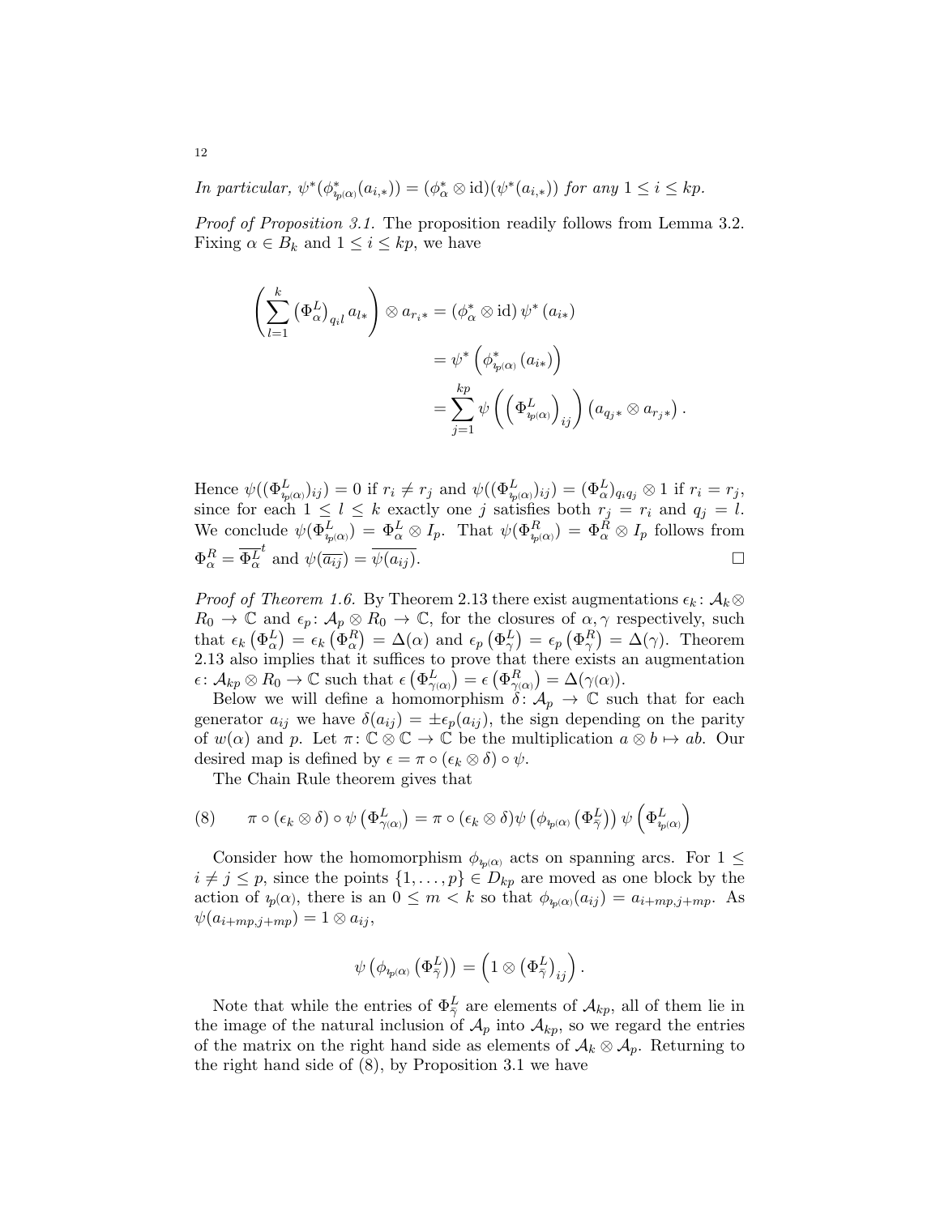*In particular,* $\psi^*(\phi^*_{\imath_p(\alpha)}(a_{i,*})) = (\phi^*_\alpha \otimes \mathrm{id})(\psi^*(a_{i,*}))$ *for any* $1 \le i \le kp$.

*Proof of Proposition 3.1.* The proposition readily follows from Lemma 3.2. Fixing $\alpha \in B_k$ and $1 \le i \le kp$, we have

$$\begin{aligned}
\left( \sum_{l=1}^{k} \left(\Phi^L_\alpha\right)_{q_i l} a_{l*} \right) \otimes a_{r_i *} &= \left(\phi^*_\alpha \otimes \mathrm{id}\right) \psi^* \left(a_{i*}\right) \\
&= \psi^* \left( \phi^*_{\imath_p(\alpha)} \left(a_{i*}\right) \right) \\
&= \sum_{j=1}^{kp} \psi \left( \left( \Phi^L_{\imath_p(\alpha)} \right)_{ij} \right) \left( a_{q_j *} \otimes a_{r_j *} \right).
\end{aligned}$$

Hence $\psi((\Phi^L_{\imath_p(\alpha)})_{ij}) = 0$ if $r_i \neq r_j$ and $\psi((\Phi^L_{\imath_p(\alpha)})_{ij}) = (\Phi^L_\alpha)_{q_i q_j} \otimes 1$ if $r_i = r_j$, since for each $1 \le l \le k$ exactly one $j$ satisfies both $r_j = r_i$ and $q_j = l$. We conclude $\psi(\Phi^L_{\imath_p(\alpha)}) = \Phi^L_\alpha \otimes I_p$. That $\psi(\Phi^R_{\imath_p(\alpha)}) = \Phi^R_\alpha \otimes I_p$ follows from $\Phi^R_\alpha = \overline{\Phi^L_\alpha}^t$ and $\psi(\overline{a_{ij}}) = \overline{\psi(a_{ij})}$. $\square$

*Proof of Theorem 1.6.* By Theorem 2.13 there exist augmentations $\epsilon_k \colon \mathcal{A}_k \otimes R_0 \to \mathbb{C}$ and $\epsilon_p \colon \mathcal{A}_p \otimes R_0 \to \mathbb{C}$, for the closures of $\alpha, \gamma$ respectively, such that $\epsilon_k\left(\Phi^L_\alpha\right) = \epsilon_k\left(\Phi^R_\alpha\right) = \Delta(\alpha)$ and $\epsilon_p\left(\Phi^L_\gamma\right) = \epsilon_p\left(\Phi^R_\gamma\right) = \Delta(\gamma)$. Theorem 2.13 also implies that it suffices to prove that there exists an augmentation $\epsilon \colon \mathcal{A}_{kp} \otimes R_0 \to \mathbb{C}$ such that $\epsilon\left(\Phi^L_{\gamma(\alpha)}\right) = \epsilon\left(\Phi^R_{\gamma(\alpha)}\right) = \Delta(\gamma(\alpha))$.

Below we will define a homomorphism $\delta \colon \mathcal{A}_p \to \mathbb{C}$ such that for each generator $a_{ij}$ we have $\delta(a_{ij}) = \pm\epsilon_p(a_{ij})$, the sign depending on the parity of $w(\alpha)$ and $p$. Let $\pi \colon \mathbb{C} \otimes \mathbb{C} \to \mathbb{C}$ be the multiplication $a \otimes b \mapsto ab$. Our desired map is defined by $\epsilon = \pi \circ (\epsilon_k \otimes \delta) \circ \psi$.

The Chain Rule theorem gives that

$$\pi \circ (\epsilon_k \otimes \delta) \circ \psi\left(\Phi^L_{\gamma(\alpha)}\right) = \pi \circ (\epsilon_k \otimes \delta) \psi\left(\phi_{\imath_p(\alpha)}\left(\Phi^L_{\tilde{\gamma}}\right)\right) \psi\left(\Phi^L_{\imath_p(\alpha)}\right) \tag{8}$$

Consider how the homomorphism $\phi_{\imath_p(\alpha)}$ acts on spanning arcs. For $1 \le i \neq j \le p$, since the points $\{1, \ldots, p\} \in D_{kp}$ are moved as one block by the action of $\imath_p(\alpha)$, there is an $0 \le m < k$ so that $\phi_{\imath_p(\alpha)}(a_{ij}) = a_{i+mp, j+mp}$. As $\psi(a_{i+mp,j+mp}) = 1 \otimes a_{ij}$,

$$\psi\left(\phi_{\imath_p(\alpha)}\left(\Phi^L_{\tilde{\gamma}}\right)\right) = \left(1 \otimes \left(\Phi^L_{\tilde{\gamma}}\right)_{ij}\right).$$

Note that while the entries of $\Phi^L_{\tilde{\gamma}}$ are elements of $\mathcal{A}_{kp}$, all of them lie in the image of the natural inclusion of $\mathcal{A}_p$ into $\mathcal{A}_{kp}$, so we regard the entries of the matrix on the right hand side as elements of $\mathcal{A}_k \otimes \mathcal{A}_p$. Returning to the right hand side of (8), by Proposition 3.1 we have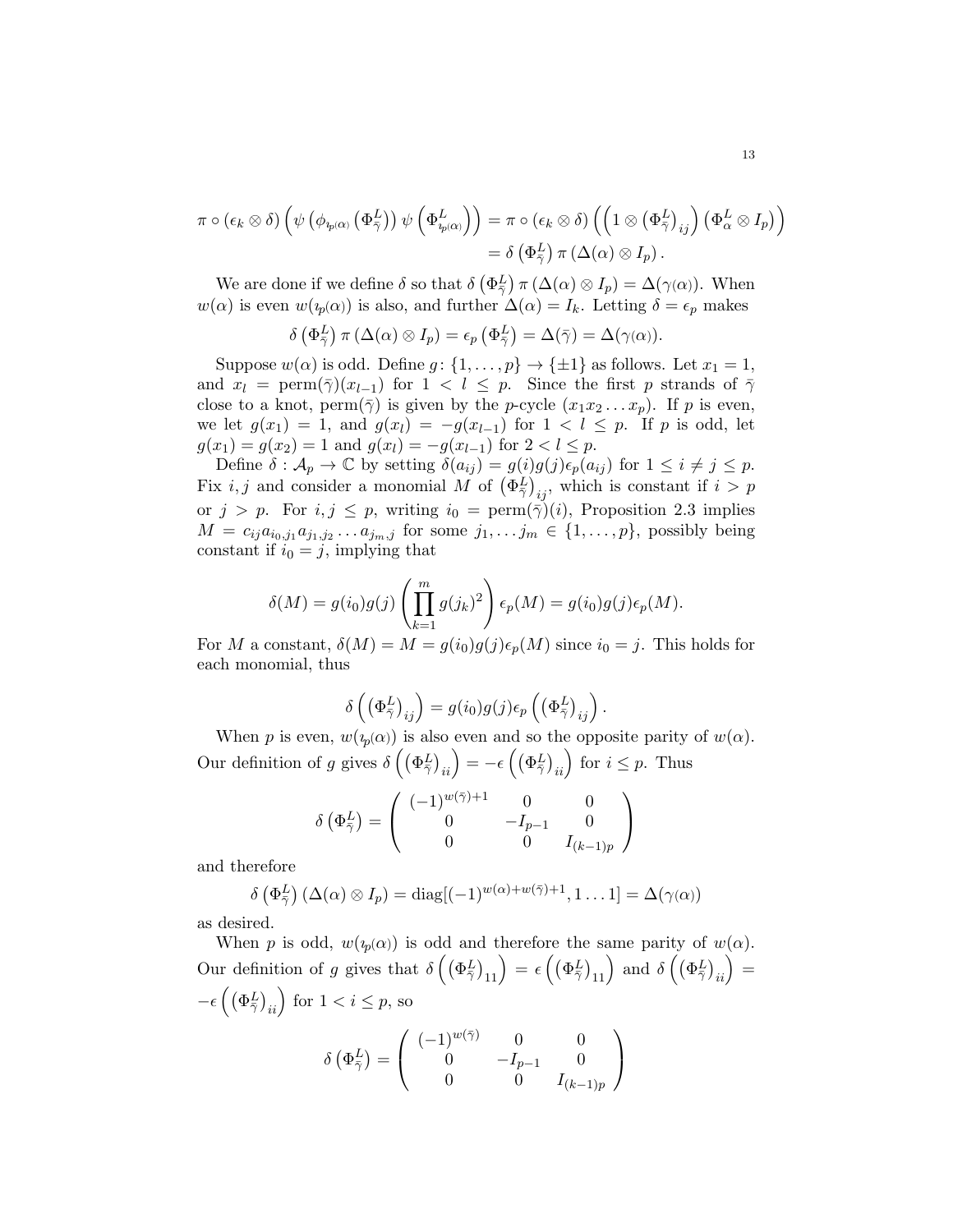$$\pi \circ (\epsilon_k \otimes \delta) \left( \psi \left( \phi_{\imath_p(\alpha)} \left( \Phi^L_{\bar{\gamma}} \right) \right) \psi \left( \Phi^L_{\imath_p(\alpha)} \right) \right) = \pi \circ (\epsilon_k \otimes \delta) \left( \left( 1 \otimes \left( \Phi^L_{\bar{\gamma}} \right)_{ij} \right) \left( \Phi^L_{\alpha} \otimes I_p \right) \right)$$
$$= \delta \left( \Phi^L_{\bar{\gamma}} \right) \pi \left( \Delta(\alpha) \otimes I_p \right).$$

We are done if we define $\delta$ so that $\delta \left( \Phi^L_{\bar{\gamma}} \right) \pi \left( \Delta(\alpha) \otimes I_p \right) = \Delta(\gamma(\alpha))$. When $w(\alpha)$ is even $w(\imath_p(\alpha))$ is also, and further $\Delta(\alpha) = I_k$. Letting $\delta = \epsilon_p$ makes

$$\delta \left( \Phi^L_{\bar{\gamma}} \right) \pi \left( \Delta(\alpha) \otimes I_p \right) = \epsilon_p \left( \Phi^L_{\bar{\gamma}} \right) = \Delta(\bar{\gamma}) = \Delta(\gamma(\alpha)).$$

Suppose $w(\alpha)$ is odd. Define $g \colon \{1, \ldots, p\} \to \{\pm 1\}$ as follows. Let $x_1 = 1$, and $x_l = \text{perm}(\bar{\gamma})(x_{l-1})$ for $1 < l \leq p$. Since the first $p$ strands of $\bar{\gamma}$ close to a knot, $\text{perm}(\bar{\gamma})$ is given by the $p$-cycle $(x_1 x_2 \ldots x_p)$. If $p$ is even, we let $g(x_1) = 1$, and $g(x_l) = -g(x_{l-1})$ for $1 < l \leq p$. If $p$ is odd, let $g(x_1) = g(x_2) = 1$ and $g(x_l) = -g(x_{l-1})$ for $2 < l \leq p$.

Define $\delta : \mathcal{A}_p \to \mathbb{C}$ by setting $\delta(a_{ij}) = g(i)g(j)\epsilon_p(a_{ij})$ for $1 \leq i \neq j \leq p$. Fix $i, j$ and consider a monomial $M$ of $\left( \Phi^L_{\bar{\gamma}} \right)_{ij}$, which is constant if $i > p$ or $j > p$. For $i, j \leq p$, writing $i_0 = \text{perm}(\bar{\gamma})(i)$, Proposition 2.3 implies $M = c_{ij} a_{i_0, j_1} a_{j_1, j_2} \ldots a_{j_m, j}$ for some $j_1, \ldots j_m \in \{1, \ldots, p\}$, possibly being constant if $i_0 = j$, implying that

$$\delta(M) = g(i_0) g(j) \left( \prod_{k=1}^{m} g(j_k)^2 \right) \epsilon_p(M) = g(i_0) g(j) \epsilon_p(M).$$

For $M$ a constant, $\delta(M) = M = g(i_0)g(j)\epsilon_p(M)$ since $i_0 = j$. This holds for each monomial, thus

$$\delta \left( \left( \Phi^L_{\bar{\gamma}} \right)_{ij} \right) = g(i_0) g(j) \epsilon_p \left( \left( \Phi^L_{\bar{\gamma}} \right)_{ij} \right).$$

When $p$ is even, $w(\imath_p(\alpha))$ is also even and so the opposite parity of $w(\alpha)$. Our definition of $g$ gives $\delta \left( \left( \Phi^L_{\bar{\gamma}} \right)_{ii} \right) = -\epsilon \left( \left( \Phi^L_{\bar{\gamma}} \right)_{ii} \right)$ for $i \leq p$. Thus

$$\delta \left( \Phi^L_{\bar{\gamma}} \right) = \begin{pmatrix} (-1)^{w(\bar{\gamma})+1} & 0 & 0 \\ 0 & -I_{p-1} & 0 \\ 0 & 0 & I_{(k-1)p} \end{pmatrix}$$

and therefore

$$\delta \left( \Phi^L_{\bar{\gamma}} \right) \left( \Delta(\alpha) \otimes I_p \right) = \text{diag}[(-1)^{w(\alpha)+w(\bar{\gamma})+1}, 1 \ldots 1] = \Delta(\gamma(\alpha))$$

as desired.

When $p$ is odd, $w(\imath_p(\alpha))$ is odd and therefore the same parity of $w(\alpha)$. Our definition of $g$ gives that $\delta \left( \left( \Phi^L_{\bar{\gamma}} \right)_{11} \right) = \epsilon \left( \left( \Phi^L_{\bar{\gamma}} \right)_{11} \right)$ and $\delta \left( \left( \Phi^L_{\bar{\gamma}} \right)_{ii} \right) = -\epsilon \left( \left( \Phi^L_{\bar{\gamma}} \right)_{ii} \right)$ for $1 < i \leq p$, so

$$\delta \left( \Phi^L_{\bar{\gamma}} \right) = \begin{pmatrix} (-1)^{w(\bar{\gamma})} & 0 & 0 \\ 0 & -I_{p-1} & 0 \\ 0 & 0 & I_{(k-1)p} \end{pmatrix}$$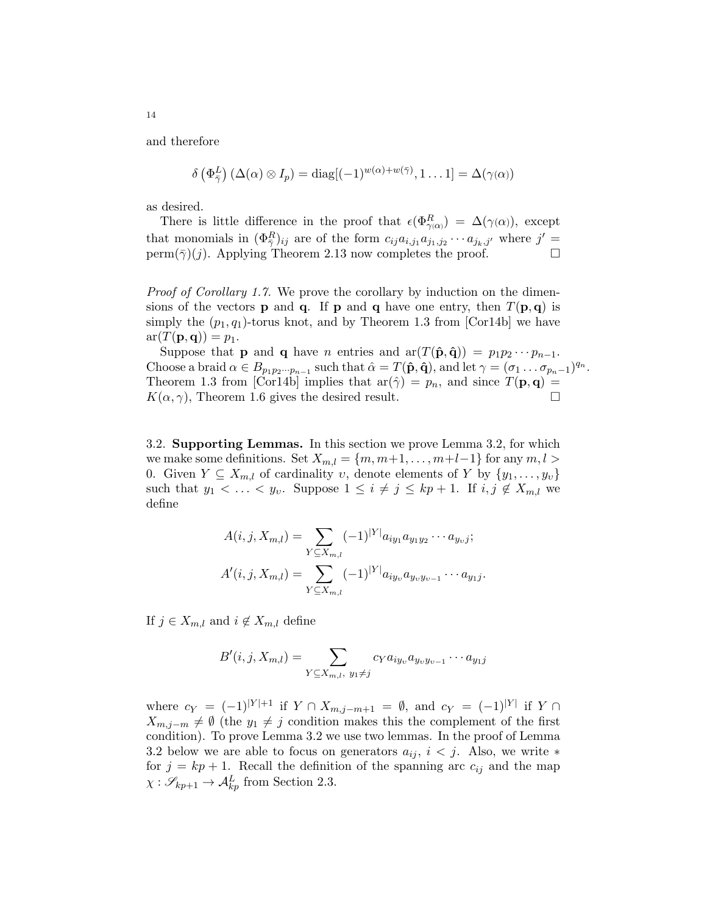and therefore

$$\delta\left(\Phi^L_{\bar{\gamma}}\right)(\Delta(\alpha)\otimes I_p) = \mathrm{diag}[(-1)^{w(\alpha)+w(\bar{\gamma})}, 1\ldots 1] = \Delta(\gamma(\alpha))$$

as desired.

There is little difference in the proof that $\epsilon(\Phi^R_{\gamma(\alpha)}) = \Delta(\gamma(\alpha))$, except that monomials in $(\Phi^R_{\bar{\gamma}})_{ij}$ are of the form $c_{ij}a_{i,j_1}a_{j_1,j_2}\cdots a_{j_k,j'}$ where $j' = \mathrm{perm}(\bar{\gamma})(j)$. Applying Theorem 2.13 now completes the proof. □

*Proof of Corollary 1.7.* We prove the corollary by induction on the dimensions of the vectors $\mathbf{p}$ and $\mathbf{q}$. If $\mathbf{p}$ and $\mathbf{q}$ have one entry, then $T(\mathbf{p},\mathbf{q})$ is simply the $(p_1, q_1)$-torus knot, and by Theorem 1.3 from [Cor14b] we have $\mathrm{ar}(T(\mathbf{p},\mathbf{q})) = p_1$.

Suppose that $\mathbf{p}$ and $\mathbf{q}$ have $n$ entries and $\mathrm{ar}(T(\hat{\mathbf{p}},\hat{\mathbf{q}})) = p_1p_2\cdots p_{n-1}$. Choose a braid $\alpha \in B_{p_1p_2\cdots p_{n-1}}$ such that $\hat{\alpha} = T(\hat{\mathbf{p}},\hat{\mathbf{q}})$, and let $\gamma = (\sigma_1\ldots\sigma_{p_n-1})^{q_n}$. Theorem 1.3 from [Cor14b] implies that $\mathrm{ar}(\hat{\gamma}) = p_n$, and since $T(\mathbf{p},\mathbf{q}) = K(\alpha,\gamma)$, Theorem 1.6 gives the desired result. □

3.2. **Supporting Lemmas.** In this section we prove Lemma 3.2, for which we make some definitions. Set $X_{m,l} = \{m, m+1, \ldots, m+l-1\}$ for any $m, l > 0$. Given $Y \subseteq X_{m,l}$ of cardinality $\upsilon$, denote elements of $Y$ by $\{y_1, \ldots, y_\upsilon\}$ such that $y_1 < \ldots < y_\upsilon$. Suppose $1 \le i \ne j \le kp+1$. If $i, j \notin X_{m,l}$ we define

$$A(i,j,X_{m,l}) = \sum_{Y\subseteq X_{m,l}} (-1)^{|Y|} a_{iy_1}a_{y_1y_2}\cdots a_{y_\upsilon j};$$

$$A'(i,j,X_{m,l}) = \sum_{Y\subseteq X_{m,l}} (-1)^{|Y|} a_{iy_\upsilon}a_{y_\upsilon y_{\upsilon-1}}\cdots a_{y_1 j}.$$

If $j \in X_{m,l}$ and $i \notin X_{m,l}$ define

$$B'(i,j,X_{m,l}) = \sum_{Y\subseteq X_{m,l},\ y_1\ne j} c_Y a_{iy_\upsilon}a_{y_\upsilon y_{\upsilon-1}}\cdots a_{y_1 j}$$

where $c_Y = (-1)^{|Y|+1}$ if $Y \cap X_{m,j-m+1} = \emptyset$, and $c_Y = (-1)^{|Y|}$ if $Y \cap X_{m,j-m} \ne \emptyset$ (the $y_1 \ne j$ condition makes this the complement of the first condition). To prove Lemma 3.2 we use two lemmas. In the proof of Lemma 3.2 below we are able to focus on generators $a_{ij}$, $i < j$. Also, we write $*$ for $j = kp+1$. Recall the definition of the spanning arc $c_{ij}$ and the map $\chi : \mathscr{S}_{kp+1} \to \mathcal{A}^L_{kp}$ from Section 2.3.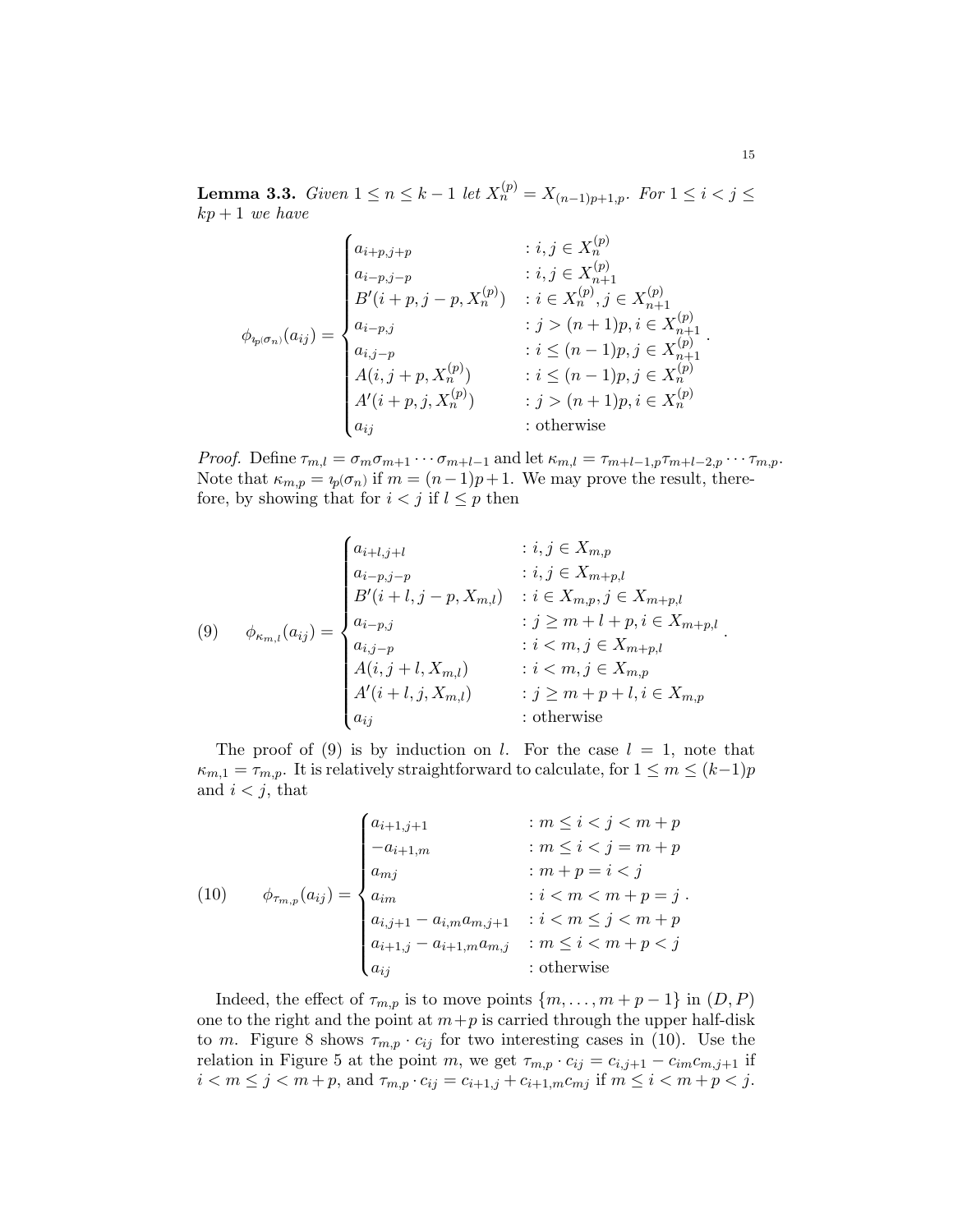**Lemma 3.3.** *Given $1 \leq n \leq k-1$ let $X_n^{(p)} = X_{(n-1)p+1,p}$. For $1 \leq i < j \leq kp+1$ we have*

$$\phi_{\imath_p(\sigma_n)}(a_{ij}) = \begin{cases} a_{i+p,j+p} & : i,j \in X_n^{(p)} \\ a_{i-p,j-p} & : i,j \in X_{n+1}^{(p)} \\ B'(i+p, j-p, X_n^{(p)}) & : i \in X_n^{(p)}, j \in X_{n+1}^{(p)} \\ a_{i-p,j} & : j > (n+1)p, i \in X_{n+1}^{(p)} \\ a_{i,j-p} & : i \leq (n-1)p, j \in X_{n+1}^{(p)} \\ A(i, j+p, X_n^{(p)}) & : i \leq (n-1)p, j \in X_n^{(p)} \\ A'(i+p, j, X_n^{(p)}) & : j > (n+1)p, i \in X_n^{(p)} \\ a_{ij} & : \text{otherwise} \end{cases}.$$

*Proof.* Define $\tau_{m,l} = \sigma_m \sigma_{m+1} \cdots \sigma_{m+l-1}$ and let $\kappa_{m,l} = \tau_{m+l-1,p} \tau_{m+l-2,p} \cdots \tau_{m,p}$. Note that $\kappa_{m,p} = \imath_p(\sigma_n)$ if $m = (n-1)p+1$. We may prove the result, therefore, by showing that for $i < j$ if $l \leq p$ then

$$(9) \qquad \phi_{\kappa_{m,l}}(a_{ij}) = \begin{cases} a_{i+l,j+l} & : i,j \in X_{m,p} \\ a_{i-p,j-p} & : i,j \in X_{m+p,l} \\ B'(i+l, j-p, X_{m,l}) & : i \in X_{m,p}, j \in X_{m+p,l} \\ a_{i-p,j} & : j \geq m+l+p, i \in X_{m+p,l} \\ a_{i,j-p} & : i < m, j \in X_{m+p,l} \\ A(i, j+l, X_{m,l}) & : i < m, j \in X_{m,p} \\ A'(i+l, j, X_{m,l}) & : j \geq m+p+l, i \in X_{m,p} \\ a_{ij} & : \text{otherwise} \end{cases}.$$

The proof of (9) is by induction on $l$. For the case $l = 1$, note that $\kappa_{m,1} = \tau_{m,p}$. It is relatively straightforward to calculate, for $1 \leq m \leq (k-1)p$ and $i < j$, that

$$(10) \qquad \phi_{\tau_{m,p}}(a_{ij}) = \begin{cases} a_{i+1,j+1} & : m \leq i < j < m+p \\ -a_{i+1,m} & : m \leq i < j = m+p \\ a_{mj} & : m+p = i < j \\ a_{im} & : i < m < m+p = j \\ a_{i,j+1} - a_{i,m}a_{m,j+1} & : i < m \leq j < m+p \\ a_{i+1,j} - a_{i+1,m}a_{m,j} & : m \leq i < m+p < j \\ a_{ij} & : \text{otherwise} \end{cases}.$$

Indeed, the effect of $\tau_{m,p}$ is to move points $\{m, \ldots, m+p-1\}$ in $(D, P)$ one to the right and the point at $m+p$ is carried through the upper half-disk to $m$. Figure 8 shows $\tau_{m,p} \cdot c_{ij}$ for two interesting cases in (10). Use the relation in Figure 5 at the point $m$, we get $\tau_{m,p} \cdot c_{ij} = c_{i,j+1} - c_{im}c_{m,j+1}$ if $i < m \leq j < m+p$, and $\tau_{m,p} \cdot c_{ij} = c_{i+1,j} + c_{i+1,m}c_{mj}$ if $m \leq i < m+p < j$.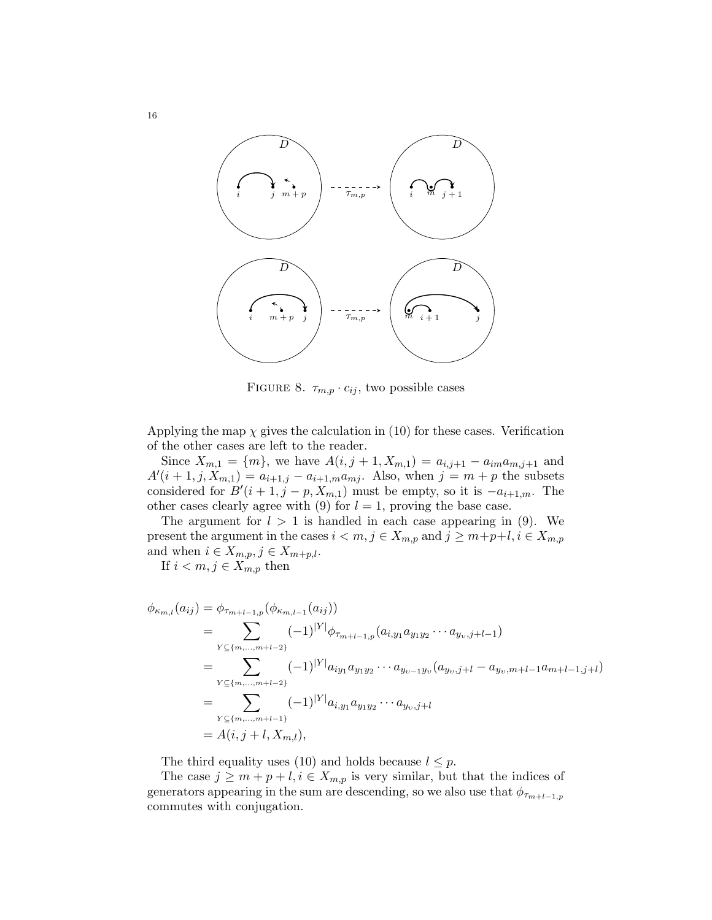Figure 8. $\tau_{m,p} \cdot c_{ij}$, two possible cases

Applying the map $\chi$ gives the calculation in (10) for these cases. Verification of the other cases are left to the reader.

Since $X_{m,1} = \{m\}$, we have $A(i, j+1, X_{m,1}) = a_{i,j+1} - a_{im}a_{m,j+1}$ and $A'(i+1, j, X_{m,1}) = a_{i+1,j} - a_{i+1,m}a_{mj}$. Also, when $j = m+p$ the subsets considered for $B'(i+1, j-p, X_{m,1})$ must be empty, so it is $-a_{i+1,m}$. The other cases clearly agree with (9) for $l = 1$, proving the base case.

The argument for $l > 1$ is handled in each case appearing in (9). We present the argument in the cases $i < m, j \in X_{m,p}$ and $j \geq m+p+l, i \in X_{m,p}$ and when $i \in X_{m,p}, j \in X_{m+p,l}$.

If $i < m, j \in X_{m,p}$ then

$$
\begin{aligned}
\phi_{\kappa_{m,l}}(a_{ij}) &= \phi_{\tau_{m+l-1,p}}(\phi_{\kappa_{m,l-1}}(a_{ij})) \\
&= \sum_{Y \subseteq \{m,\ldots,m+l-2\}} (-1)^{|Y|} \phi_{\tau_{m+l-1,p}}(a_{i,y_1}a_{y_1y_2}\cdots a_{y_\upsilon,j+l-1}) \\
&= \sum_{Y \subseteq \{m,\ldots,m+l-2\}} (-1)^{|Y|} a_{iy_1}a_{y_1y_2}\cdots a_{y_{\upsilon-1}y_\upsilon}(a_{y_\upsilon,j+l} - a_{y_\upsilon,m+l-1}a_{m+l-1,j+l}) \\
&= \sum_{Y \subseteq \{m,\ldots,m+l-1\}} (-1)^{|Y|} a_{i,y_1}a_{y_1y_2}\cdots a_{y_\upsilon,j+l} \\
&= A(i, j+l, X_{m,l}),
\end{aligned}
$$

The third equality uses (10) and holds because $l \leq p$.

The case $j \geq m+p+l, i \in X_{m,p}$ is very similar, but that the indices of generators appearing in the sum are descending, so we also use that $\phi_{\tau_{m+l-1,p}}$ commutes with conjugation.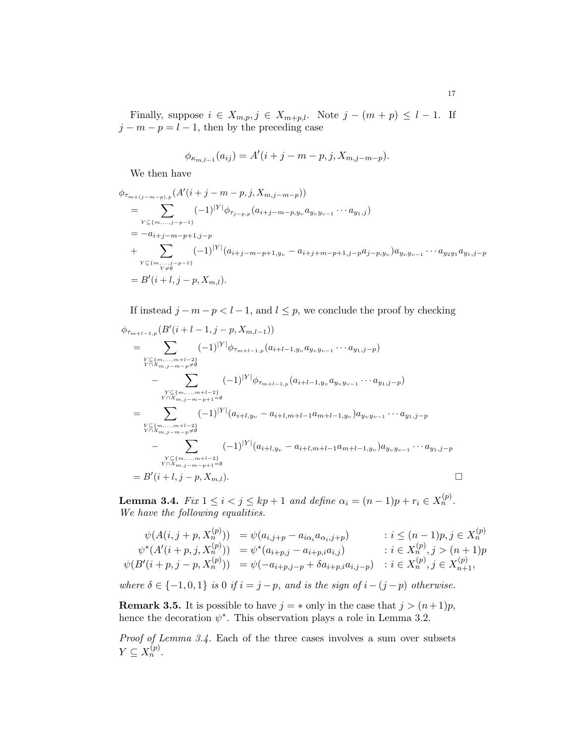Finally, suppose $i \in X_{m,p}, j \in X_{m+p,l}$. Note $j-(m+p) \leq l-1$. If $j-m-p = l-1$, then by the preceding case

$$\phi_{\kappa_{m,l-1}}(a_{ij}) = A'(i+j-m-p, j, X_{m,j-m-p}).$$

We then have

$$\begin{aligned}
&\phi_{\tau_{m+(j-m-p),p}}(A'(i+j-m-p, j, X_{m,j-m-p})) \\
&= \sum_{Y \subseteq \{m,\ldots,j-p-1\}} (-1)^{|Y|} \phi_{\tau_{j-p,p}}(a_{i+j-m-p,y_v} a_{y_v y_{v-1}} \cdots a_{y_1,j}) \\
&= -a_{i+j-m-p+1,j-p} \\
&+ \sum_{\substack{Y \subseteq \{m,\ldots,j-p-1\} \\ Y \neq \emptyset}} (-1)^{|Y|} (a_{i+j-m-p+1,y_v} - a_{i+j+m-p+1,j-p} a_{j-p,y_v}) a_{y_v y_{v-1}} \cdots a_{y_2 y_1} a_{y_1,j-p} \\
&= B'(i+l, j-p, X_{m,l}).
\end{aligned}$$

If instead $j-m-p < l-1$, and $l \leq p$, we conclude the proof by checking

$$\begin{aligned}
&\phi_{\tau_{m+l-1,p}}(B'(i+l-1, j-p, X_{m,l-1})) \\
&= \sum_{\substack{Y \subseteq \{m,\ldots,m+l-2\} \\ Y \cap X_{m,j-m-p} \neq \emptyset}} (-1)^{|Y|} \phi_{\tau_{m+l-1,p}}(a_{i+l-1,y_v} a_{y_v y_{v-1}} \cdots a_{y_1,j-p}) \\
&\quad - \sum_{\substack{Y \subseteq \{m,\ldots,m+l-2\} \\ Y \cap X_{m,j-m-p+1} = \emptyset}} (-1)^{|Y|} \phi_{\tau_{m+l-1,p}}(a_{i+l-1,y_v} a_{y_v y_{v-1}} \cdots a_{y_1,j-p}) \\
&= \sum_{\substack{Y \subseteq \{m,\ldots,m+l-2\} \\ Y \cap X_{m,j-m-p} \neq \emptyset}} (-1)^{|Y|} (a_{i+l,y_v} - a_{i+l,m+l-1} a_{m+l-1,y_v}) a_{y_v y_{v-1}} \cdots a_{y_1,j-p} \\
&\quad - \sum_{\substack{Y \subseteq \{m,\ldots,m+l-2\} \\ Y \cap X_{m,j-m-p+1} = \emptyset}} (-1)^{|Y|} (a_{i+l,y_v} - a_{i+l,m+l-1} a_{m+l-1,y_v}) a_{y_v y_{v-1}} \cdots a_{y_1,j-p} \\
&= B'(i+l, j-p, X_{m,l}).
\end{aligned}$$

□

**Lemma 3.4.** *Fix $1 \leq i < j \leq kp+1$ and define $\alpha_i = (n-1)p + r_i \in X_n^{(p)}$. We have the following equalities.*

$$\begin{array}{lll}
\psi(A(i, j+p, X_n^{(p)})) & = \psi(a_{i,j+p} - a_{i\alpha_i} a_{\alpha_i,j+p}) & : i \leq (n-1)p, j \in X_n^{(p)} \\
\psi^*(A'(i+p, j, X_n^{(p)})) & = \psi^*(a_{i+p,j} - a_{i+p,i} a_{i,j}) & : i \in X_n^{(p)}, j > (n+1)p \\
\psi(B'(i+p, j-p, X_n^{(p)})) & = \psi(-a_{i+p,j-p} + \delta a_{i+p,i} a_{i,j-p}) & : i \in X_n^{(p)}, j \in X_{n+1}^{(p)},
\end{array}$$

*where $\delta \in \{-1, 0, 1\}$ is 0 if $i = j-p$, and is the sign of $i-(j-p)$ otherwise.*

**Remark 3.5.** It is possible to have $j = *$ only in the case that $j > (n+1)p$, hence the decoration $\psi^*$. This observation plays a role in Lemma 3.2.

*Proof of Lemma 3.4.* Each of the three cases involves a sum over subsets $Y \subseteq X_n^{(p)}$.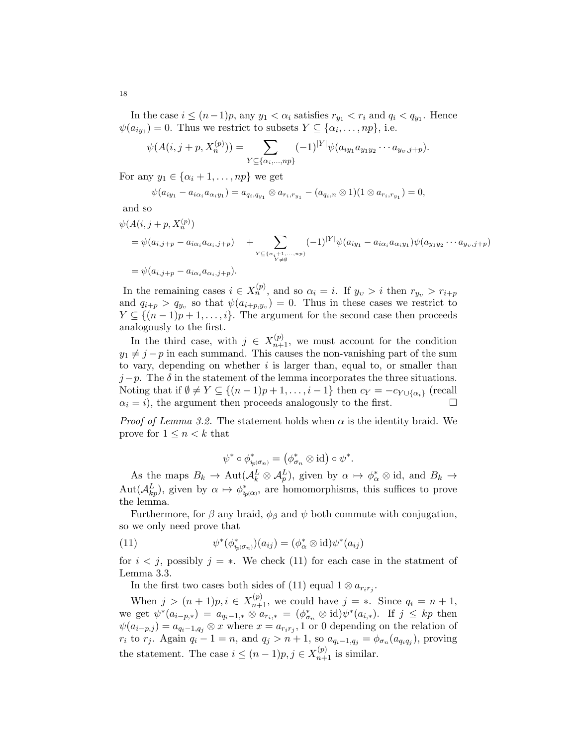In the case $i \leq (n-1)p$, any $y_1 < \alpha_i$ satisfies $r_{y_1} < r_i$ and $q_i < q_{y_1}$. Hence $\psi(a_{iy_1}) = 0$. Thus we restrict to subsets $Y \subseteq \{\alpha_i, \ldots, np\}$, i.e.

$$\psi(A(i, j+p, X_n^{(p)})) = \sum_{Y \subseteq \{\alpha_i, \ldots, np\}} (-1)^{|Y|} \psi(a_{iy_1} a_{y_1 y_2} \cdots a_{y_\upsilon, j+p}).$$

For any $y_1 \in \{\alpha_i + 1, \ldots, np\}$ we get

$$\psi(a_{iy_1} - a_{i\alpha_i} a_{\alpha_i y_1}) = a_{q_i, q_{y_1}} \otimes a_{r_i, r_{y_1}} - (a_{q_i, n} \otimes 1)(1 \otimes a_{r_i, r_{y_1}}) = 0,$$

and so

$$\begin{aligned}
&\psi(A(i, j+p, X_n^{(p)}) \\
&= \psi(a_{i,j+p} - a_{i\alpha_i} a_{\alpha_i, j+p}) \quad + \sum_{\substack{Y \subseteq \{\alpha_i+1, \ldots, np\} \\ Y \neq \emptyset}} (-1)^{|Y|} \psi(a_{iy_1} - a_{i\alpha_i} a_{\alpha_i y_1}) \psi(a_{y_1 y_2} \cdots a_{y_\upsilon, j+p}) \\
&= \psi(a_{i,j+p} - a_{i\alpha_i} a_{\alpha_i, j+p}).
\end{aligned}$$

In the remaining cases $i \in X_n^{(p)}$, and so $\alpha_i = i$. If $y_\upsilon > i$ then $r_{y_\upsilon} > r_{i+p}$ and $q_{i+p} > q_{y_\upsilon}$ so that $\psi(a_{i+p, y_\upsilon}) = 0$. Thus in these cases we restrict to $Y \subseteq \{(n-1)p+1, \ldots, i\}$. The argument for the second case then proceeds analogously to the first.

In the third case, with $j \in X_{n+1}^{(p)}$, we must account for the condition $y_1 \neq j - p$ in each summand. This causes the non-vanishing part of the sum to vary, depending on whether $i$ is larger than, equal to, or smaller than $j - p$. The $\delta$ in the statement of the lemma incorporates the three situations. Noting that if $\emptyset \neq Y \subseteq \{(n-1)p+1, \ldots, i-1\}$ then $c_Y = -c_{Y \cup \{\alpha_i\}}$ (recall $\alpha_i = i$), the argument then proceeds analogously to the first. $\square$

*Proof of Lemma 3.2.* The statement holds when $\alpha$ is the identity braid. We prove for $1 \leq n < k$ that

$$\psi^* \circ \phi^*_{\imath_p(\sigma_n)} = \left(\phi^*_{\sigma_n} \otimes \mathrm{id}\right) \circ \psi^*.$$

As the maps $B_k \to \mathrm{Aut}(\mathcal{A}_k^L \otimes \mathcal{A}_p^L)$, given by $\alpha \mapsto \phi^*_\alpha \otimes \mathrm{id}$, and $B_k \to \mathrm{Aut}(\mathcal{A}_{kp}^L)$, given by $\alpha \mapsto \phi^*_{\imath_p(\alpha)}$, are homomorphisms, this suffices to prove the lemma.

Furthermore, for $\beta$ any braid, $\phi_\beta$ and $\psi$ both commute with conjugation, so we only need prove that

$$\psi^*(\phi^*_{\imath_p(\sigma_n)})(a_{ij}) = (\phi^*_\alpha \otimes \mathrm{id})\psi^*(a_{ij}) \tag{11}$$

for $i < j$, possibly $j = *$. We check (11) for each case in the statment of Lemma 3.3.

In the first two cases both sides of (11) equal $1 \otimes a_{r_i r_j}$.

When $j > (n+1)p, i \in X_{n+1}^{(p)}$, we could have $j = *$. Since $q_i = n+1$, we get $\psi^*(a_{i-p,*}) = a_{q_i - 1,*} \otimes a_{r_i,*} = (\phi^*_{\sigma_n} \otimes \mathrm{id})\psi^*(a_{i,*})$. If $j \leq kp$ then $\psi(a_{i-p,j}) = a_{q_i-1,q_j} \otimes x$ where $x = a_{r_i r_j}, 1$ or $0$ depending on the relation of $r_i$ to $r_j$. Again $q_i - 1 = n$, and $q_j > n+1$, so $a_{q_i-1,q_j} = \phi_{\sigma_n}(a_{q_i q_j})$, proving the statement. The case $i \leq (n-1)p, j \in X_{n+1}^{(p)}$ is similar.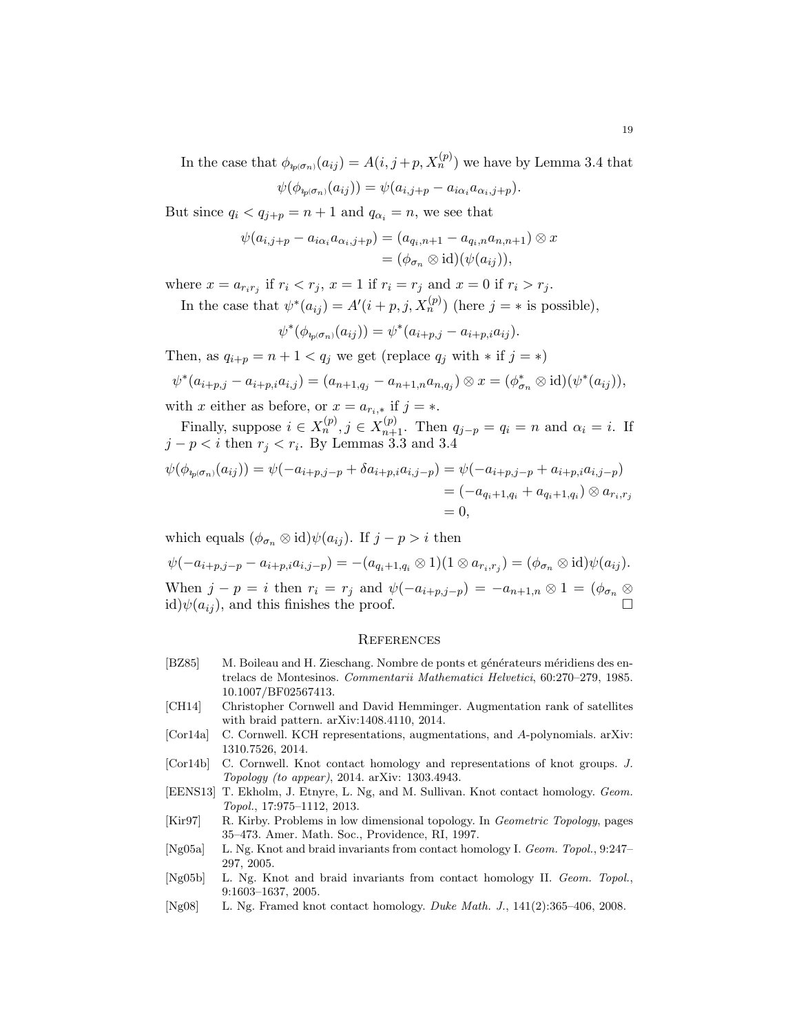In the case that $\phi_{\mathfrak{l}_p(\sigma_n)}(a_{ij}) = A(i, j+p, X_n^{(p)})$ we have by Lemma 3.4 that

$$\psi(\phi_{\mathfrak{l}_p(\sigma_n)}(a_{ij})) = \psi(a_{i,j+p} - a_{i\alpha_i}a_{\alpha_i,j+p}).$$

But since $q_i < q_{j+p} = n+1$ and $q_{\alpha_i} = n$, we see that

$$\begin{aligned}\psi(a_{i,j+p} - a_{i\alpha_i}a_{\alpha_i,j+p}) &= (a_{q_i,n+1} - a_{q_i,n}a_{n,n+1}) \otimes x \\ &= (\phi_{\sigma_n} \otimes \mathrm{id})(\psi(a_{ij})),\end{aligned}$$

where $x = a_{r_ir_j}$ if $r_i < r_j$, $x = 1$ if $r_i = r_j$ and $x = 0$ if $r_i > r_j$.

In the case that $\psi^*(a_{ij}) = A'(i+p, j, X_n^{(p)})$ (here $j = *$ is possible),

$$\psi^*(\phi_{\mathfrak{l}_p(\sigma_n)}(a_{ij})) = \psi^*(a_{i+p,j} - a_{i+p,i}a_{ij}).$$

Then, as $q_{i+p} = n+1 < q_j$ we get (replace $q_j$ with $*$ if $j = *$)

$$\psi^*(a_{i+p,j} - a_{i+p,i}a_{i,j}) = (a_{n+1,q_j} - a_{n+1,n}a_{n,q_j}) \otimes x = (\phi^*_{\sigma_n} \otimes \mathrm{id})(\psi^*(a_{ij})),$$

with $x$ either as before, or $x = a_{r_i,*}$ if $j = *$.

Finally, suppose $i \in X_n^{(p)}, j \in X_{n+1}^{(p)}$. Then $q_{j-p} = q_i = n$ and $\alpha_i = i$. If $j - p < i$ then $r_j < r_i$. By Lemmas 3.3 and 3.4

$$\begin{aligned}\psi(\phi_{\mathfrak{l}_p(\sigma_n)}(a_{ij})) = \psi(-a_{i+p,j-p} + \delta a_{i+p,i}a_{i,j-p}) &= \psi(-a_{i+p,j-p} + a_{i+p,i}a_{i,j-p}) \\ &= (-a_{q_i+1,q_i} + a_{q_i+1,q_i}) \otimes a_{r_i,r_j} \\ &= 0,\end{aligned}$$

which equals $(\phi_{\sigma_n} \otimes \mathrm{id})\psi(a_{ij})$. If $j - p > i$ then

$$\psi(-a_{i+p,j-p} - a_{i+p,i}a_{i,j-p}) = -(a_{q_i+1,q_i} \otimes 1)(1 \otimes a_{r_i,r_j}) = (\phi_{\sigma_n} \otimes \mathrm{id})\psi(a_{ij}).$$

When $j - p = i$ then $r_i = r_j$ and $\psi(-a_{i+p,j-p}) = -a_{n+1,n} \otimes 1 = (\phi_{\sigma_n} \otimes \mathrm{id})\psi(a_{ij})$, and this finishes the proof. □

## References

[BZ85] M. Boileau and H. Zieschang. Nombre de ponts et générateurs méridiens des entrelacs de Montesinos. *Commentarii Mathematici Helvetici*, 60:270–279, 1985. 10.1007/BF02567413.

[CH14] Christopher Cornwell and David Hemminger. Augmentation rank of satellites with braid pattern. arXiv:1408.4110, 2014.

[Cor14a] C. Cornwell. KCH representations, augmentations, and $A$-polynomials. arXiv: 1310.7526, 2014.

[Cor14b] C. Cornwell. Knot contact homology and representations of knot groups. *J. Topology (to appear)*, 2014. arXiv: 1303.4943.

[EENS13] T. Ekholm, J. Etnyre, L. Ng, and M. Sullivan. Knot contact homology. *Geom. Topol.*, 17:975–1112, 2013.

[Kir97] R. Kirby. Problems in low dimensional topology. In *Geometric Topology*, pages 35–473. Amer. Math. Soc., Providence, RI, 1997.

[Ng05a] L. Ng. Knot and braid invariants from contact homology I. *Geom. Topol.*, 9:247–297, 2005.

[Ng05b] L. Ng. Knot and braid invariants from contact homology II. *Geom. Topol.*, 9:1603–1637, 2005.

[Ng08] L. Ng. Framed knot contact homology. *Duke Math. J.*, 141(2):365–406, 2008.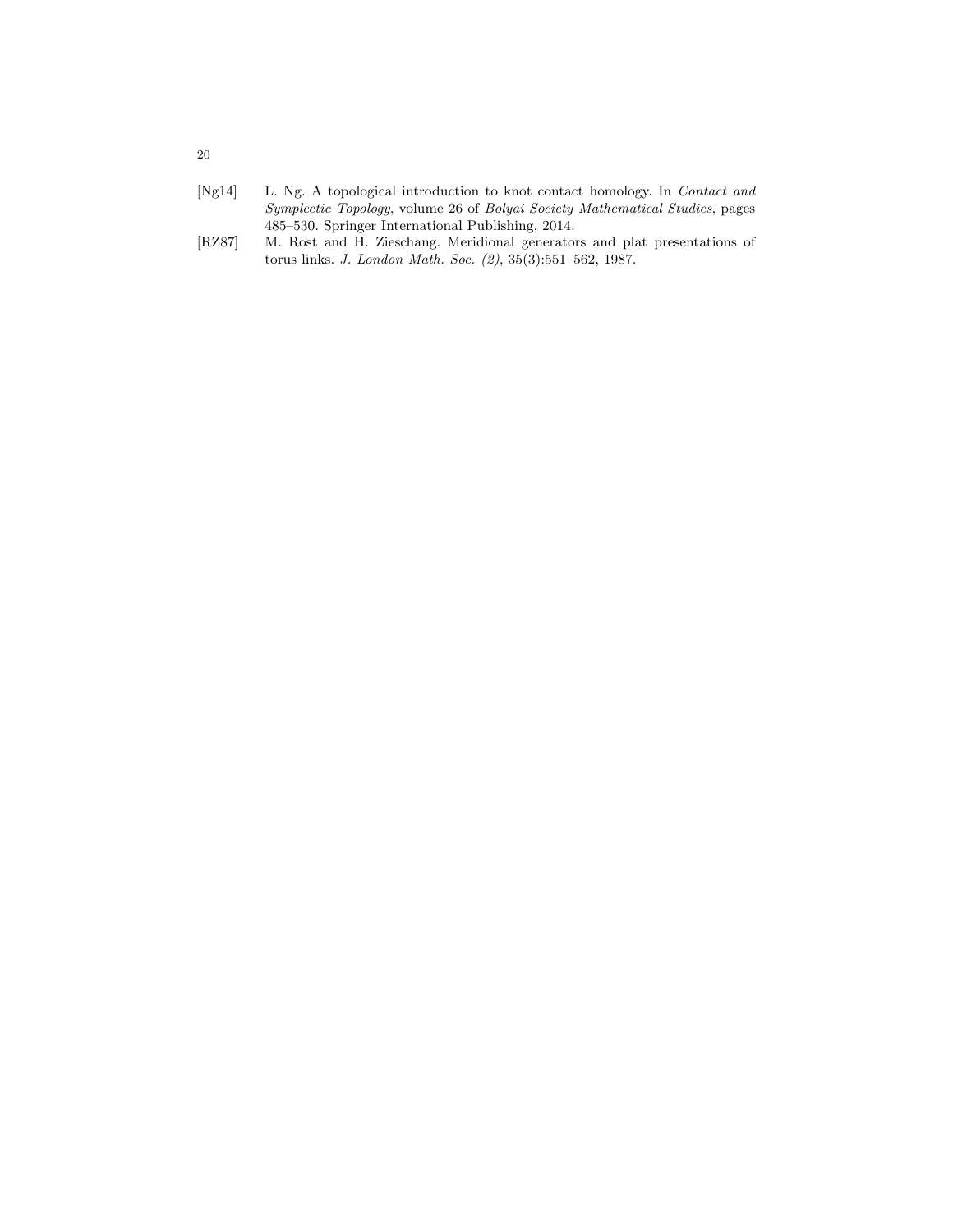[Ng14] L. Ng. A topological introduction to knot contact homology. In *Contact and Symplectic Topology*, volume 26 of *Bolyai Society Mathematical Studies*, pages 485–530. Springer International Publishing, 2014.

[RZ87] M. Rost and H. Zieschang. Meridional generators and plat presentations of torus links. *J. London Math. Soc. (2)*, 35(3):551–562, 1987.